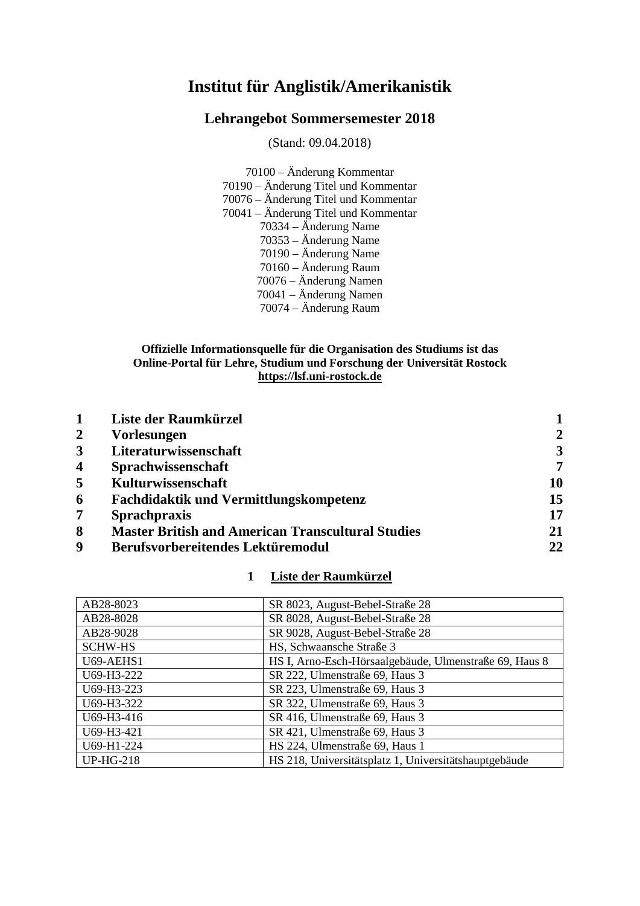# Institut für Anglistik/Amerikanistik

## Lehrangebot Sommersemester 2018

(Stand: 09.04.2018)

70100 – Änderung Kommentar
70190 – Änderung Titel und Kommentar
70076 – Änderung Titel und Kommentar
70041 – Änderung Titel und Kommentar
70334 – Änderung Name
70353 – Änderung Name
70190 – Änderung Name
70160 – Änderung Raum
70076 – Änderung Namen
70041 – Änderung Namen
70074 – Änderung Raum

**Offizielle Informationsquelle für die Organisation des Studiums ist das Online-Portal für Lehre, Studium und Forschung der Universität Rostock**
**https://lsf.uni-rostock.de**

| | | |
|---|---|---|
| **1** | **Liste der Raumkürzel** | **1** |
| **2** | **Vorlesungen** | **2** |
| **3** | **Literaturwissenschaft** | **3** |
| **4** | **Sprachwissenschaft** | **7** |
| **5** | **Kulturwissenschaft** | **10** |
| **6** | **Fachdidaktik und Vermittlungskompetenz** | **15** |
| **7** | **Sprachpraxis** | **17** |
| **8** | **Master British and American Transcultural Studies** | **21** |
| **9** | **Berufsvorbereitendes Lektüremodul** | **22** |

## 1 Liste der Raumkürzel

| | |
|---|---|
| AB28-8023 | SR 8023, August-Bebel-Straße 28 |
| AB28-8028 | SR 8028, August-Bebel-Straße 28 |
| AB28-9028 | SR 9028, August-Bebel-Straße 28 |
| SCHW-HS | HS, Schwaansche Straße 3 |
| U69-AEHS1 | HS I, Arno-Esch-Hörsaalgebäude, Ulmenstraße 69, Haus 8 |
| U69-H3-222 | SR 222, Ulmenstraße 69, Haus 3 |
| U69-H3-223 | SR 223, Ulmenstraße 69, Haus 3 |
| U69-H3-322 | SR 322, Ulmenstraße 69, Haus 3 |
| U69-H3-416 | SR 416, Ulmenstraße 69, Haus 3 |
| U69-H3-421 | SR 421, Ulmenstraße 69, Haus 3 |
| U69-H1-224 | HS 224, Ulmenstraße 69, Haus 1 |
| UP-HG-218 | HS 218, Universitätsplatz 1, Universitätshauptgebäude |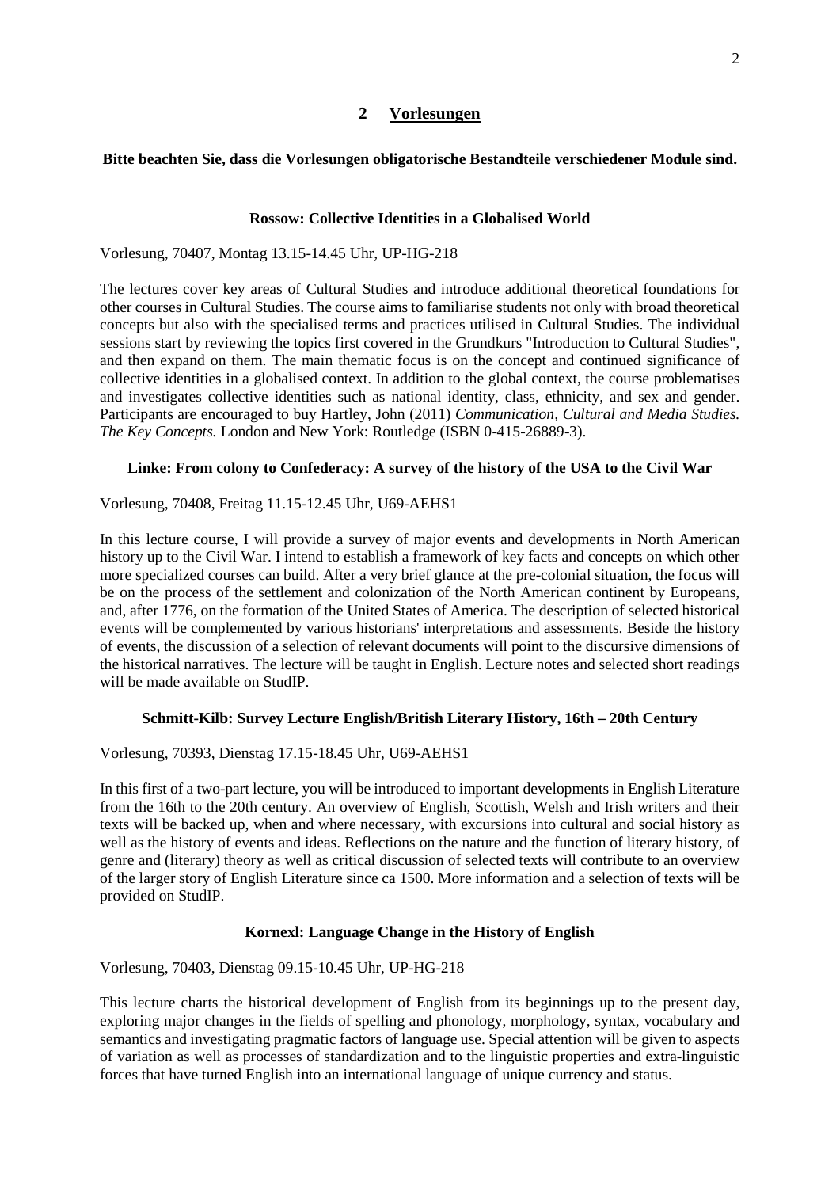## 2 Vorlesungen

**Bitte beachten Sie, dass die Vorlesungen obligatorische Bestandteile verschiedener Module sind.**

**Rossow: Collective Identities in a Globalised World**

Vorlesung, 70407, Montag 13.15-14.45 Uhr, UP-HG-218

The lectures cover key areas of Cultural Studies and introduce additional theoretical foundations for other courses in Cultural Studies. The course aims to familiarise students not only with broad theoretical concepts but also with the specialised terms and practices utilised in Cultural Studies. The individual sessions start by reviewing the topics first covered in the Grundkurs "Introduction to Cultural Studies", and then expand on them. The main thematic focus is on the concept and continued significance of collective identities in a globalised context. In addition to the global context, the course problematises and investigates collective identities such as national identity, class, ethnicity, and sex and gender. Participants are encouraged to buy Hartley, John (2011) *Communication, Cultural and Media Studies. The Key Concepts.* London and New York: Routledge (ISBN 0-415-26889-3).

**Linke: From colony to Confederacy: A survey of the history of the USA to the Civil War**

Vorlesung, 70408, Freitag 11.15-12.45 Uhr, U69-AEHS1

In this lecture course, I will provide a survey of major events and developments in North American history up to the Civil War. I intend to establish a framework of key facts and concepts on which other more specialized courses can build. After a very brief glance at the pre-colonial situation, the focus will be on the process of the settlement and colonization of the North American continent by Europeans, and, after 1776, on the formation of the United States of America. The description of selected historical events will be complemented by various historians' interpretations and assessments. Beside the history of events, the discussion of a selection of relevant documents will point to the discursive dimensions of the historical narratives. The lecture will be taught in English. Lecture notes and selected short readings will be made available on StudIP.

**Schmitt-Kilb: Survey Lecture English/British Literary History, 16th – 20th Century**

Vorlesung, 70393, Dienstag 17.15-18.45 Uhr, U69-AEHS1

In this first of a two-part lecture, you will be introduced to important developments in English Literature from the 16th to the 20th century. An overview of English, Scottish, Welsh and Irish writers and their texts will be backed up, when and where necessary, with excursions into cultural and social history as well as the history of events and ideas. Reflections on the nature and the function of literary history, of genre and (literary) theory as well as critical discussion of selected texts will contribute to an overview of the larger story of English Literature since ca 1500. More information and a selection of texts will be provided on StudIP.

**Kornexl: Language Change in the History of English**

Vorlesung, 70403, Dienstag 09.15-10.45 Uhr, UP-HG-218

This lecture charts the historical development of English from its beginnings up to the present day, exploring major changes in the fields of spelling and phonology, morphology, syntax, vocabulary and semantics and investigating pragmatic factors of language use. Special attention will be given to aspects of variation as well as processes of standardization and to the linguistic properties and extra-linguistic forces that have turned English into an international language of unique currency and status.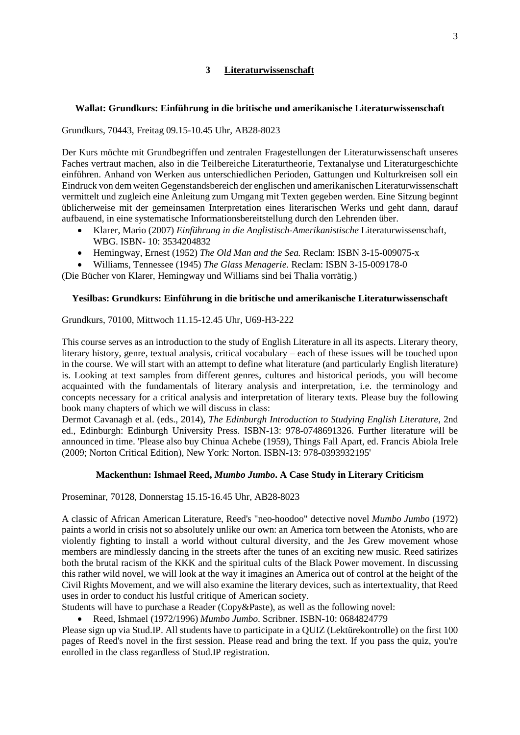## 3 Literaturwissenschaft

### Wallat: Grundkurs: Einführung in die britische und amerikanische Literaturwissenschaft

Grundkurs, 70443, Freitag 09.15-10.45 Uhr, AB28-8023

Der Kurs möchte mit Grundbegriffen und zentralen Fragestellungen der Literaturwissenschaft unseres Faches vertraut machen, also in die Teilbereiche Literaturtheorie, Textanalyse und Literaturgeschichte einführen. Anhand von Werken aus unterschiedlichen Perioden, Gattungen und Kulturkreisen soll ein Eindruck von dem weiten Gegenstandsbereich der englischen und amerikanischen Literaturwissenschaft vermittelt und zugleich eine Anleitung zum Umgang mit Texten gegeben werden. Eine Sitzung beginnt üblicherweise mit der gemeinsamen Interpretation eines literarischen Werks und geht dann, darauf aufbauend, in eine systematische Informationsbereitstellung durch den Lehrenden über.

- Klarer, Mario (2007) *Einführung in die Anglistisch-Amerikanistische* Literaturwissenschaft, WBG. ISBN- 10: 3534204832
- Hemingway, Ernest (1952) *The Old Man and the Sea.* Reclam: ISBN 3-15-009075-x
- Williams, Tennessee (1945) *The Glass Menagerie.* Reclam: ISBN 3-15-009178-0

(Die Bücher von Klarer, Hemingway und Williams sind bei Thalia vorrätig.)

### Yesilbas: Grundkurs: Einführung in die britische und amerikanische Literaturwissenschaft

Grundkurs, 70100, Mittwoch 11.15-12.45 Uhr, U69-H3-222

This course serves as an introduction to the study of English Literature in all its aspects. Literary theory, literary history, genre, textual analysis, critical vocabulary – each of these issues will be touched upon in the course. We will start with an attempt to define what literature (and particularly English literature) is. Looking at text samples from different genres, cultures and historical periods, you will become acquainted with the fundamentals of literary analysis and interpretation, i.e. the terminology and concepts necessary for a critical analysis and interpretation of literary texts. Please buy the following book many chapters of which we will discuss in class:
Dermot Cavanagh et al. (eds., 2014), *The Edinburgh Introduction to Studying English Literature*, 2nd ed., Edinburgh: Edinburgh University Press. ISBN-13: 978-0748691326. Further literature will be announced in time. 'Please also buy Chinua Achebe (1959), Things Fall Apart, ed. Francis Abiola Irele (2009; Norton Critical Edition), New York: Norton. ISBN-13: 978-0393932195'

### Mackenthun: Ishmael Reed, *Mumbo Jumbo*. A Case Study in Literary Criticism

Proseminar, 70128, Donnerstag 15.15-16.45 Uhr, AB28-8023

A classic of African American Literature, Reed's "neo-hoodoo" detective novel *Mumbo Jumbo* (1972) paints a world in crisis not so absolutely unlike our own: an America torn between the Atonists, who are violently fighting to install a world without cultural diversity, and the Jes Grew movement whose members are mindlessly dancing in the streets after the tunes of an exciting new music. Reed satirizes both the brutal racism of the KKK and the spiritual cults of the Black Power movement. In discussing this rather wild novel, we will look at the way it imagines an America out of control at the height of the Civil Rights Movement, and we will also examine the literary devices, such as intertextuality, that Reed uses in order to conduct his lustful critique of American society.
Students will have to purchase a Reader (Copy&Paste), as well as the following novel:

- Reed, Ishmael (1972/1996) *Mumbo Jumbo*. Scribner. ISBN-10: 0684824779

Please sign up via Stud.IP. All students have to participate in a QUIZ (Lektürekontrolle) on the first 100 pages of Reed's novel in the first session. Please read and bring the text. If you pass the quiz, you're enrolled in the class regardless of Stud.IP registration.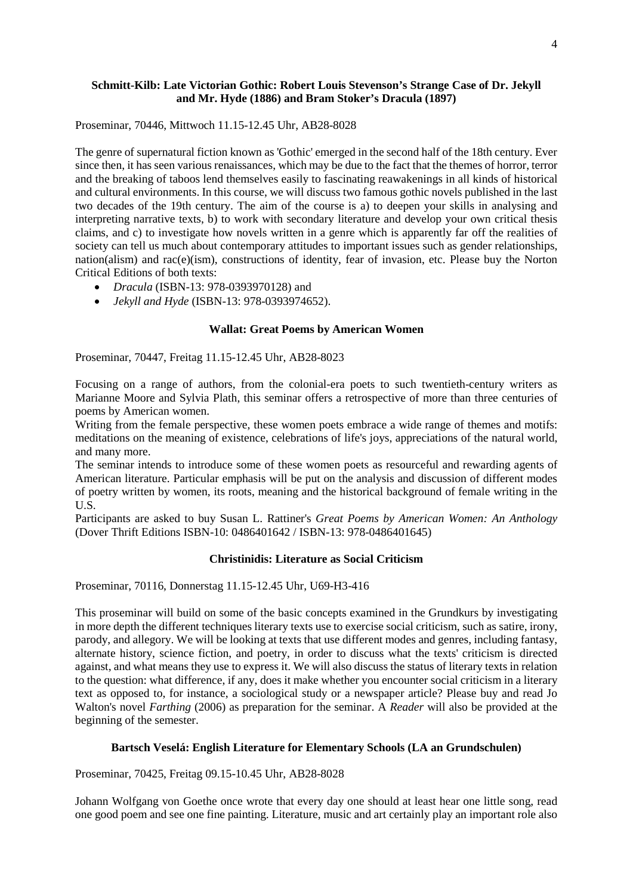**Schmitt-Kilb: Late Victorian Gothic: Robert Louis Stevenson's Strange Case of Dr. Jekyll and Mr. Hyde (1886) and Bram Stoker's Dracula (1897)**

Proseminar, 70446, Mittwoch 11.15-12.45 Uhr, AB28-8028

The genre of supernatural fiction known as 'Gothic' emerged in the second half of the 18th century. Ever since then, it has seen various renaissances, which may be due to the fact that the themes of horror, terror and the breaking of taboos lend themselves easily to fascinating reawakenings in all kinds of historical and cultural environments. In this course, we will discuss two famous gothic novels published in the last two decades of the 19th century. The aim of the course is a) to deepen your skills in analysing and interpreting narrative texts, b) to work with secondary literature and develop your own critical thesis claims, and c) to investigate how novels written in a genre which is apparently far off the realities of society can tell us much about contemporary attitudes to important issues such as gender relationships, nation(alism) and rac(e)(ism), constructions of identity, fear of invasion, etc. Please buy the Norton Critical Editions of both texts:

- *Dracula* (ISBN-13: 978-0393970128) and
- *Jekyll and Hyde* (ISBN-13: 978-0393974652).

**Wallat: Great Poems by American Women**

Proseminar, 70447, Freitag 11.15-12.45 Uhr, AB28-8023

Focusing on a range of authors, from the colonial-era poets to such twentieth-century writers as Marianne Moore and Sylvia Plath, this seminar offers a retrospective of more than three centuries of poems by American women.

Writing from the female perspective, these women poets embrace a wide range of themes and motifs: meditations on the meaning of existence, celebrations of life's joys, appreciations of the natural world, and many more.

The seminar intends to introduce some of these women poets as resourceful and rewarding agents of American literature. Particular emphasis will be put on the analysis and discussion of different modes of poetry written by women, its roots, meaning and the historical background of female writing in the U.S.

Participants are asked to buy Susan L. Rattiner's *Great Poems by American Women: An Anthology* (Dover Thrift Editions ISBN-10: 0486401642 / ISBN-13: 978-0486401645)

**Christinidis: Literature as Social Criticism**

Proseminar, 70116, Donnerstag 11.15-12.45 Uhr, U69-H3-416

This proseminar will build on some of the basic concepts examined in the Grundkurs by investigating in more depth the different techniques literary texts use to exercise social criticism, such as satire, irony, parody, and allegory. We will be looking at texts that use different modes and genres, including fantasy, alternate history, science fiction, and poetry, in order to discuss what the texts' criticism is directed against, and what means they use to express it. We will also discuss the status of literary texts in relation to the question: what difference, if any, does it make whether you encounter social criticism in a literary text as opposed to, for instance, a sociological study or a newspaper article? Please buy and read Jo Walton's novel *Farthing* (2006) as preparation for the seminar. A *Reader* will also be provided at the beginning of the semester.

**Bartsch Veselá: English Literature for Elementary Schools (LA an Grundschulen)**

Proseminar, 70425, Freitag 09.15-10.45 Uhr, AB28-8028

Johann Wolfgang von Goethe once wrote that every day one should at least hear one little song, read one good poem and see one fine painting. Literature, music and art certainly play an important role also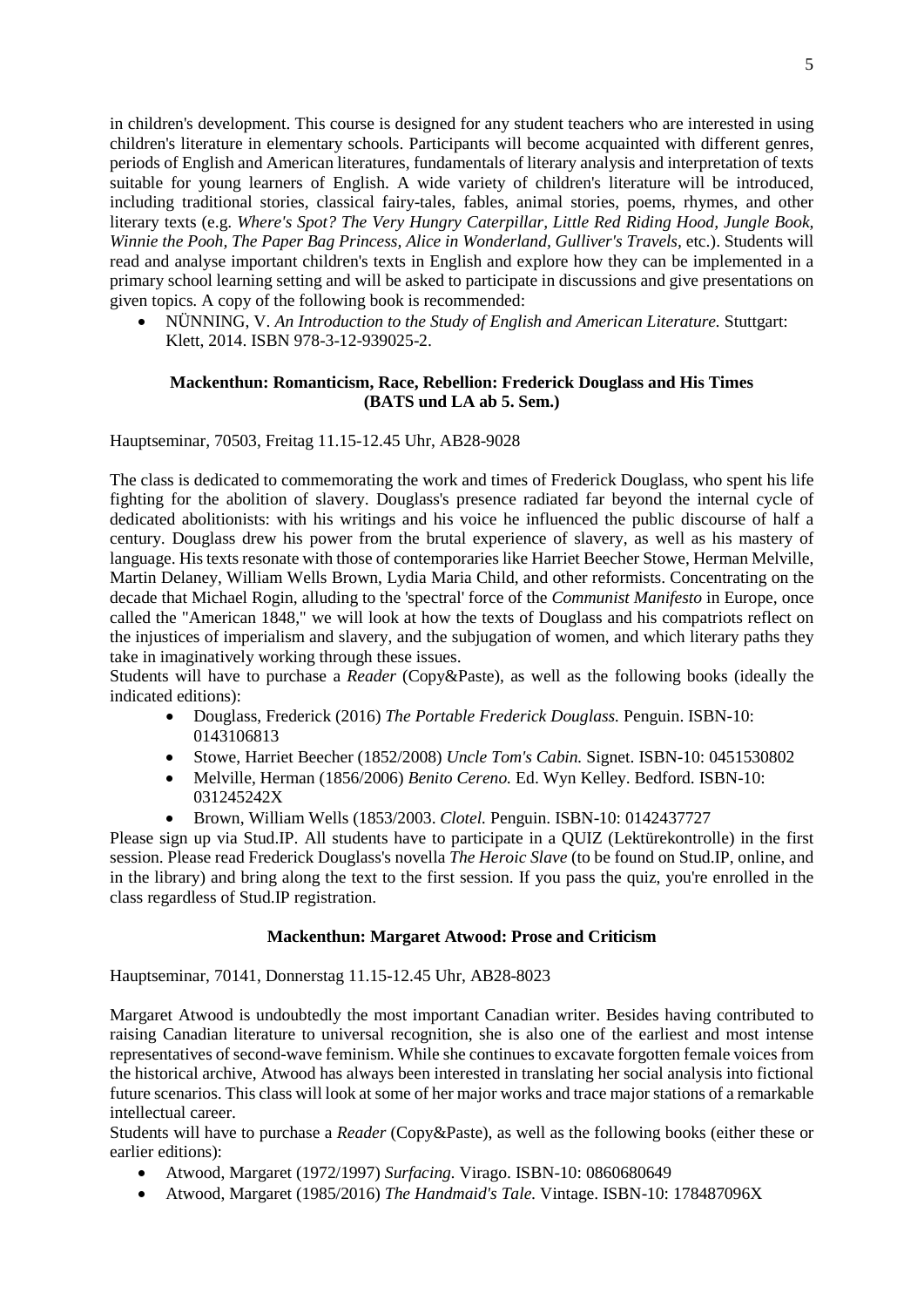in children's development. This course is designed for any student teachers who are interested in using children's literature in elementary schools. Participants will become acquainted with different genres, periods of English and American literatures, fundamentals of literary analysis and interpretation of texts suitable for young learners of English. A wide variety of children's literature will be introduced, including traditional stories, classical fairy-tales, fables, animal stories, poems, rhymes, and other literary texts (e.g. *Where's Spot? The Very Hungry Caterpillar, Little Red Riding Hood, Jungle Book, Winnie the Pooh, The Paper Bag Princess, Alice in Wonderland, Gulliver's Travels*, etc.). Students will read and analyse important children's texts in English and explore how they can be implemented in a primary school learning setting and will be asked to participate in discussions and give presentations on given topics. A copy of the following book is recommended:

- NÜNNING, V. *An Introduction to the Study of English and American Literature.* Stuttgart: Klett, 2014. ISBN 978-3-12-939025-2.

**Mackenthun: Romanticism, Race, Rebellion: Frederick Douglass and His Times (BATS und LA ab 5. Sem.)**

Hauptseminar, 70503, Freitag 11.15-12.45 Uhr, AB28-9028

The class is dedicated to commemorating the work and times of Frederick Douglass, who spent his life fighting for the abolition of slavery. Douglass's presence radiated far beyond the internal cycle of dedicated abolitionists: with his writings and his voice he influenced the public discourse of half a century. Douglass drew his power from the brutal experience of slavery, as well as his mastery of language. His texts resonate with those of contemporaries like Harriet Beecher Stowe, Herman Melville, Martin Delaney, William Wells Brown, Lydia Maria Child, and other reformists. Concentrating on the decade that Michael Rogin, alluding to the 'spectral' force of the *Communist Manifesto* in Europe, once called the "American 1848," we will look at how the texts of Douglass and his compatriots reflect on the injustices of imperialism and slavery, and the subjugation of women, and which literary paths they take in imaginatively working through these issues.

Students will have to purchase a *Reader* (Copy&Paste), as well as the following books (ideally the indicated editions):

- Douglass, Frederick (2016) *The Portable Frederick Douglass.* Penguin. ISBN-10: 0143106813
- Stowe, Harriet Beecher (1852/2008) *Uncle Tom's Cabin.* Signet. ISBN-10: 0451530802
- Melville, Herman (1856/2006) *Benito Cereno.* Ed. Wyn Kelley. Bedford. ISBN-10: 031245242X
- Brown, William Wells (1853/2003. *Clotel.* Penguin. ISBN-10: 0142437727

Please sign up via Stud.IP. All students have to participate in a QUIZ (Lektürekontrolle) in the first session. Please read Frederick Douglass's novella *The Heroic Slave* (to be found on Stud.IP, online, and in the library) and bring along the text to the first session. If you pass the quiz, you're enrolled in the class regardless of Stud.IP registration.

**Mackenthun: Margaret Atwood: Prose and Criticism**

Hauptseminar, 70141, Donnerstag 11.15-12.45 Uhr, AB28-8023

Margaret Atwood is undoubtedly the most important Canadian writer. Besides having contributed to raising Canadian literature to universal recognition, she is also one of the earliest and most intense representatives of second-wave feminism. While she continues to excavate forgotten female voices from the historical archive, Atwood has always been interested in translating her social analysis into fictional future scenarios. This class will look at some of her major works and trace major stations of a remarkable intellectual career.

Students will have to purchase a *Reader* (Copy&Paste), as well as the following books (either these or earlier editions):

- Atwood, Margaret (1972/1997) *Surfacing.* Virago. ISBN-10: 0860680649
- Atwood, Margaret (1985/2016) *The Handmaid's Tale.* Vintage. ISBN-10: 178487096X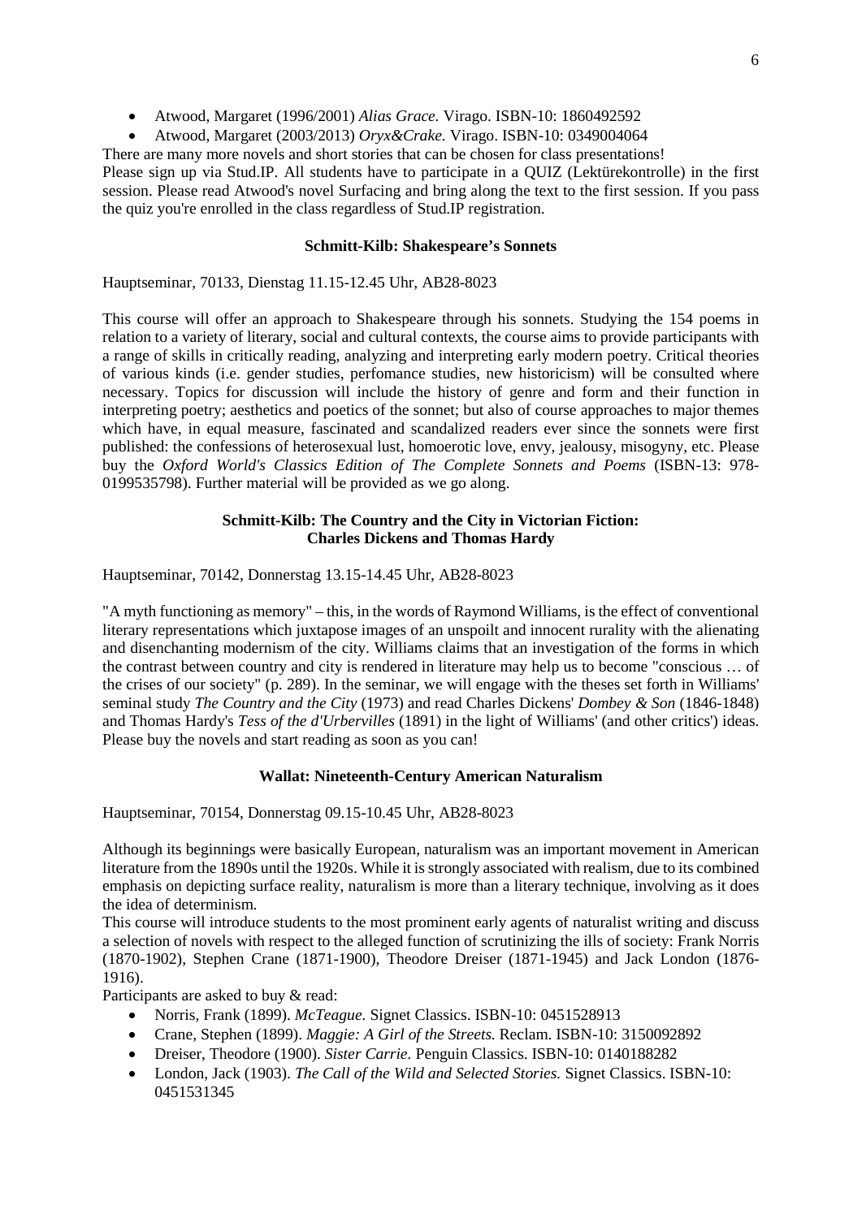- Atwood, Margaret (1996/2001) *Alias Grace.* Virago. ISBN-10: 1860492592
- Atwood, Margaret (2003/2013) *Oryx&Crake.* Virago. ISBN-10: 0349004064

There are many more novels and short stories that can be chosen for class presentations!
Please sign up via Stud.IP. All students have to participate in a QUIZ (Lektürekontrolle) in the first session. Please read Atwood's novel Surfacing and bring along the text to the first session. If you pass the quiz you're enrolled in the class regardless of Stud.IP registration.

### Schmitt-Kilb: Shakespeare's Sonnets

Hauptseminar, 70133, Dienstag 11.15-12.45 Uhr, AB28-8023

This course will offer an approach to Shakespeare through his sonnets. Studying the 154 poems in relation to a variety of literary, social and cultural contexts, the course aims to provide participants with a range of skills in critically reading, analyzing and interpreting early modern poetry. Critical theories of various kinds (i.e. gender studies, perfomance studies, new historicism) will be consulted where necessary. Topics for discussion will include the history of genre and form and their function in interpreting poetry; aesthetics and poetics of the sonnet; but also of course approaches to major themes which have, in equal measure, fascinated and scandalized readers ever since the sonnets were first published: the confessions of heterosexual lust, homoerotic love, envy, jealousy, misogyny, etc. Please buy the *Oxford World's Classics Edition of The Complete Sonnets and Poems* (ISBN-13: 978-0199535798). Further material will be provided as we go along.

### Schmitt-Kilb: The Country and the City in Victorian Fiction: Charles Dickens and Thomas Hardy

Hauptseminar, 70142, Donnerstag 13.15-14.45 Uhr, AB28-8023

"A myth functioning as memory" – this, in the words of Raymond Williams, is the effect of conventional literary representations which juxtapose images of an unspoilt and innocent rurality with the alienating and disenchanting modernism of the city. Williams claims that an investigation of the forms in which the contrast between country and city is rendered in literature may help us to become "conscious … of the crises of our society" (p. 289). In the seminar, we will engage with the theses set forth in Williams' seminal study *The Country and the City* (1973) and read Charles Dickens' *Dombey & Son* (1846-1848) and Thomas Hardy's *Tess of the d'Urbervilles* (1891) in the light of Williams' (and other critics') ideas. Please buy the novels and start reading as soon as you can!

### Wallat: Nineteenth-Century American Naturalism

Hauptseminar, 70154, Donnerstag 09.15-10.45 Uhr, AB28-8023

Although its beginnings were basically European, naturalism was an important movement in American literature from the 1890s until the 1920s. While it is strongly associated with realism, due to its combined emphasis on depicting surface reality, naturalism is more than a literary technique, involving as it does the idea of determinism.
This course will introduce students to the most prominent early agents of naturalist writing and discuss a selection of novels with respect to the alleged function of scrutinizing the ills of society: Frank Norris (1870-1902), Stephen Crane (1871-1900), Theodore Dreiser (1871-1945) and Jack London (1876-1916).
Participants are asked to buy & read:

- Norris, Frank (1899). *McTeague.* Signet Classics. ISBN-10: 0451528913
- Crane, Stephen (1899). *Maggie: A Girl of the Streets.* Reclam. ISBN-10: 3150092892
- Dreiser, Theodore (1900). *Sister Carrie.* Penguin Classics. ISBN-10: 0140188282
- London, Jack (1903). *The Call of the Wild and Selected Stories.* Signet Classics. ISBN-10: 0451531345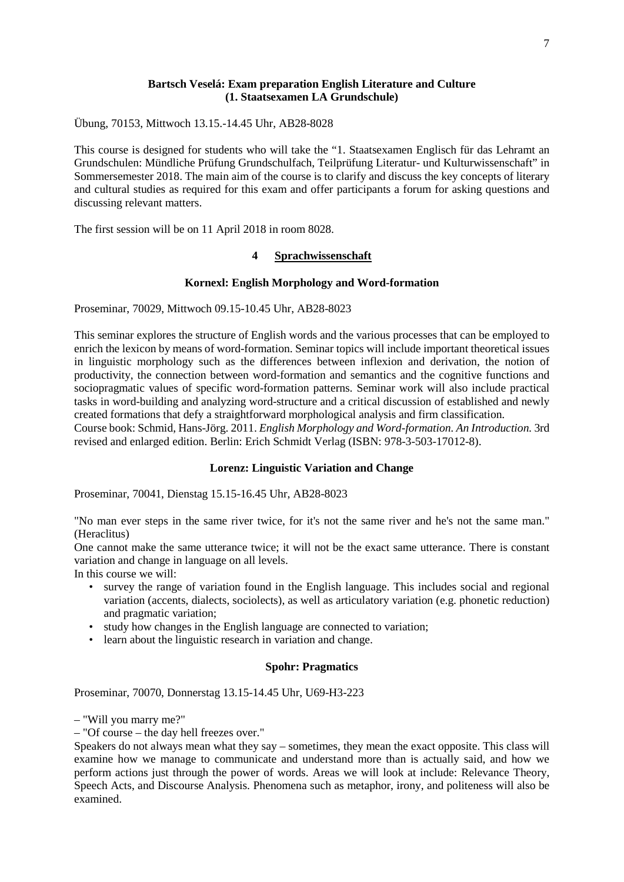**Bartsch Veselá: Exam preparation English Literature and Culture (1. Staatsexamen LA Grundschule)**

Übung, 70153, Mittwoch 13.15.-14.45 Uhr, AB28-8028

This course is designed for students who will take the "1. Staatsexamen Englisch für das Lehramt an Grundschulen: Mündliche Prüfung Grundschulfach, Teilprüfung Literatur- und Kulturwissenschaft" in Sommersemester 2018. The main aim of the course is to clarify and discuss the key concepts of literary and cultural studies as required for this exam and offer participants a forum for asking questions and discussing relevant matters.

The first session will be on 11 April 2018 in room 8028.

## 4 Sprachwissenschaft

**Kornexl: English Morphology and Word-formation**

Proseminar, 70029, Mittwoch 09.15-10.45 Uhr, AB28-8023

This seminar explores the structure of English words and the various processes that can be employed to enrich the lexicon by means of word-formation. Seminar topics will include important theoretical issues in linguistic morphology such as the differences between inflexion and derivation, the notion of productivity, the connection between word-formation and semantics and the cognitive functions and sociopragmatic values of specific word-formation patterns. Seminar work will also include practical tasks in word-building and analyzing word-structure and a critical discussion of established and newly created formations that defy a straightforward morphological analysis and firm classification.
Course book: Schmid, Hans-Jörg. 2011. *English Morphology and Word-formation. An Introduction.* 3rd revised and enlarged edition. Berlin: Erich Schmidt Verlag (ISBN: 978-3-503-17012-8).

**Lorenz: Linguistic Variation and Change**

Proseminar, 70041, Dienstag 15.15-16.45 Uhr, AB28-8023

"No man ever steps in the same river twice, for it's not the same river and he's not the same man." (Heraclitus)
One cannot make the same utterance twice; it will not be the exact same utterance. There is constant variation and change in language on all levels.
In this course we will:

- survey the range of variation found in the English language. This includes social and regional variation (accents, dialects, sociolects), as well as articulatory variation (e.g. phonetic reduction) and pragmatic variation;
- study how changes in the English language are connected to variation;
- learn about the linguistic research in variation and change.

**Spohr: Pragmatics**

Proseminar, 70070, Donnerstag 13.15-14.45 Uhr, U69-H3-223

– "Will you marry me?"
– "Of course – the day hell freezes over."
Speakers do not always mean what they say – sometimes, they mean the exact opposite. This class will examine how we manage to communicate and understand more than is actually said, and how we perform actions just through the power of words. Areas we will look at include: Relevance Theory, Speech Acts, and Discourse Analysis. Phenomena such as metaphor, irony, and politeness will also be examined.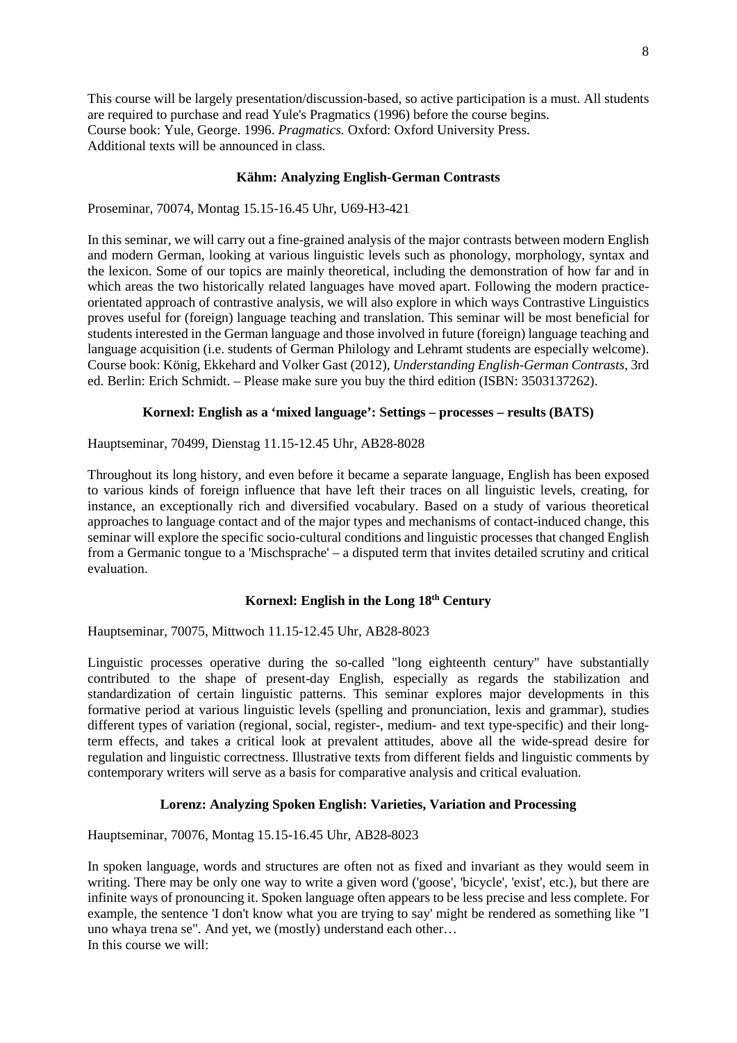This course will be largely presentation/discussion-based, so active participation is a must. All students are required to purchase and read Yule's Pragmatics (1996) before the course begins.
Course book: Yule, George. 1996. *Pragmatics.* Oxford: Oxford University Press.
Additional texts will be announced in class.

### Kähm: Analyzing English-German Contrasts

Proseminar, 70074, Montag 15.15-16.45 Uhr, U69-H3-421

In this seminar, we will carry out a fine-grained analysis of the major contrasts between modern English and modern German, looking at various linguistic levels such as phonology, morphology, syntax and the lexicon. Some of our topics are mainly theoretical, including the demonstration of how far and in which areas the two historically related languages have moved apart. Following the modern practice-orientated approach of contrastive analysis, we will also explore in which ways Contrastive Linguistics proves useful for (foreign) language teaching and translation. This seminar will be most beneficial for students interested in the German language and those involved in future (foreign) language teaching and language acquisition (i.e. students of German Philology and Lehramt students are especially welcome).
Course book: König, Ekkehard and Volker Gast (2012), *Understanding English-German Contrasts*, 3rd ed. Berlin: Erich Schmidt. – Please make sure you buy the third edition (ISBN: 3503137262).

### Kornexl: English as a 'mixed language': Settings – processes – results (BATS)

Hauptseminar, 70499, Dienstag 11.15-12.45 Uhr, AB28-8028

Throughout its long history, and even before it became a separate language, English has been exposed to various kinds of foreign influence that have left their traces on all linguistic levels, creating, for instance, an exceptionally rich and diversified vocabulary. Based on a study of various theoretical approaches to language contact and of the major types and mechanisms of contact-induced change, this seminar will explore the specific socio-cultural conditions and linguistic processes that changed English from a Germanic tongue to a 'Mischsprache' – a disputed term that invites detailed scrutiny and critical evaluation.

### Kornexl: English in the Long 18th Century

Hauptseminar, 70075, Mittwoch 11.15-12.45 Uhr, AB28-8023

Linguistic processes operative during the so-called "long eighteenth century" have substantially contributed to the shape of present-day English, especially as regards the stabilization and standardization of certain linguistic patterns. This seminar explores major developments in this formative period at various linguistic levels (spelling and pronunciation, lexis and grammar), studies different types of variation (regional, social, register-, medium- and text type-specific) and their long-term effects, and takes a critical look at prevalent attitudes, above all the wide-spread desire for regulation and linguistic correctness. Illustrative texts from different fields and linguistic comments by contemporary writers will serve as a basis for comparative analysis and critical evaluation.

### Lorenz: Analyzing Spoken English: Varieties, Variation and Processing

Hauptseminar, 70076, Montag 15.15-16.45 Uhr, AB28-8023

In spoken language, words and structures are often not as fixed and invariant as they would seem in writing. There may be only one way to write a given word ('goose', 'bicycle', 'exist', etc.), but there are infinite ways of pronouncing it. Spoken language often appears to be less precise and less complete. For example, the sentence 'I don't know what you are trying to say' might be rendered as something like "I uno whaya trena se". And yet, we (mostly) understand each other…
In this course we will: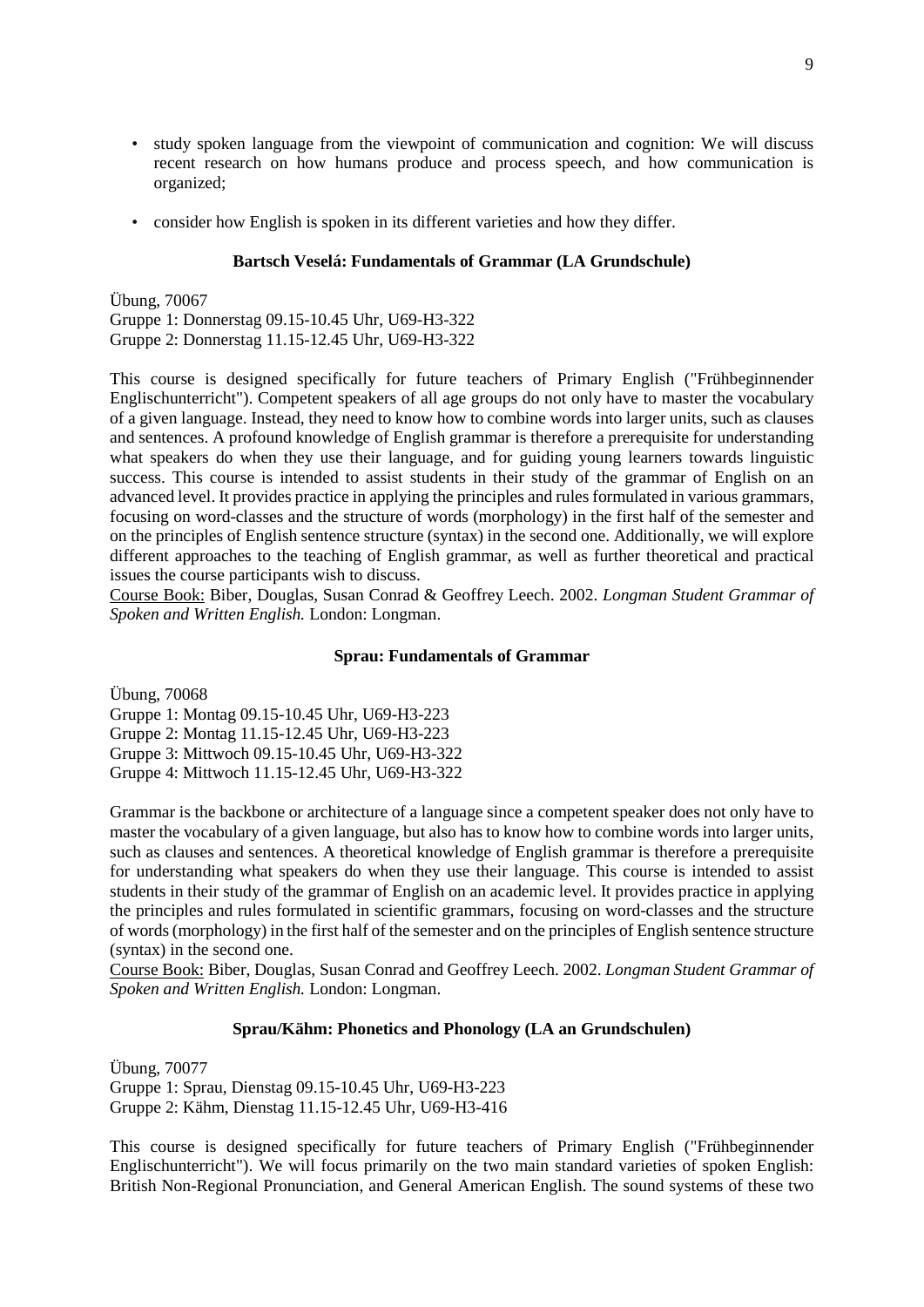- study spoken language from the viewpoint of communication and cognition: We will discuss recent research on how humans produce and process speech, and how communication is organized;
- consider how English is spoken in its different varieties and how they differ.

### Bartsch Veselá: Fundamentals of Grammar (LA Grundschule)

Übung, 70067
Gruppe 1: Donnerstag 09.15-10.45 Uhr, U69-H3-322
Gruppe 2: Donnerstag 11.15-12.45 Uhr, U69-H3-322

This course is designed specifically for future teachers of Primary English ("Frühbeginnender Englischunterricht"). Competent speakers of all age groups do not only have to master the vocabulary of a given language. Instead, they need to know how to combine words into larger units, such as clauses and sentences. A profound knowledge of English grammar is therefore a prerequisite for understanding what speakers do when they use their language, and for guiding young learners towards linguistic success. This course is intended to assist students in their study of the grammar of English on an advanced level. It provides practice in applying the principles and rules formulated in various grammars, focusing on word-classes and the structure of words (morphology) in the first half of the semester and on the principles of English sentence structure (syntax) in the second one. Additionally, we will explore different approaches to the teaching of English grammar, as well as further theoretical and practical issues the course participants wish to discuss.
Course Book: Biber, Douglas, Susan Conrad & Geoffrey Leech. 2002. *Longman Student Grammar of Spoken and Written English.* London: Longman.

### Sprau: Fundamentals of Grammar

Übung, 70068
Gruppe 1: Montag 09.15-10.45 Uhr, U69-H3-223
Gruppe 2: Montag 11.15-12.45 Uhr, U69-H3-223
Gruppe 3: Mittwoch 09.15-10.45 Uhr, U69-H3-322
Gruppe 4: Mittwoch 11.15-12.45 Uhr, U69-H3-322

Grammar is the backbone or architecture of a language since a competent speaker does not only have to master the vocabulary of a given language, but also has to know how to combine words into larger units, such as clauses and sentences. A theoretical knowledge of English grammar is therefore a prerequisite for understanding what speakers do when they use their language. This course is intended to assist students in their study of the grammar of English on an academic level. It provides practice in applying the principles and rules formulated in scientific grammars, focusing on word-classes and the structure of words (morphology) in the first half of the semester and on the principles of English sentence structure (syntax) in the second one.
Course Book: Biber, Douglas, Susan Conrad and Geoffrey Leech. 2002. *Longman Student Grammar of Spoken and Written English.* London: Longman.

### Sprau/Kähm: Phonetics and Phonology (LA an Grundschulen)

Übung, 70077
Gruppe 1: Sprau, Dienstag 09.15-10.45 Uhr, U69-H3-223
Gruppe 2: Kähm, Dienstag 11.15-12.45 Uhr, U69-H3-416

This course is designed specifically for future teachers of Primary English ("Frühbeginnender Englischunterricht"). We will focus primarily on the two main standard varieties of spoken English: British Non-Regional Pronunciation, and General American English. The sound systems of these two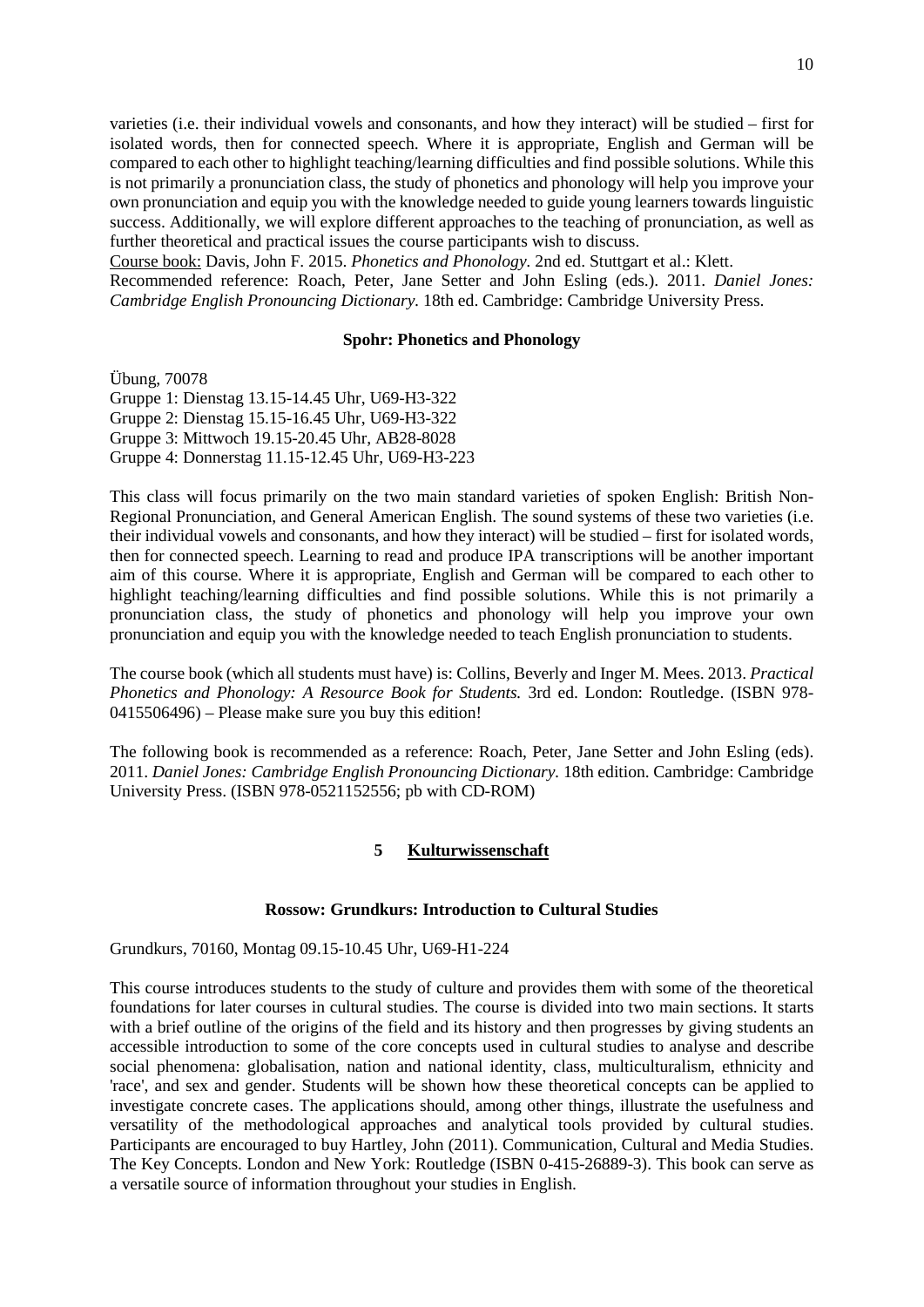varieties (i.e. their individual vowels and consonants, and how they interact) will be studied – first for isolated words, then for connected speech. Where it is appropriate, English and German will be compared to each other to highlight teaching/learning difficulties and find possible solutions. While this is not primarily a pronunciation class, the study of phonetics and phonology will help you improve your own pronunciation and equip you with the knowledge needed to guide young learners towards linguistic success. Additionally, we will explore different approaches to the teaching of pronunciation, as well as further theoretical and practical issues the course participants wish to discuss.

Course book: Davis, John F. 2015. *Phonetics and Phonology.* 2nd ed. Stuttgart et al.: Klett.

Recommended reference: Roach, Peter, Jane Setter and John Esling (eds.). 2011. *Daniel Jones: Cambridge English Pronouncing Dictionary.* 18th ed. Cambridge: Cambridge University Press.

### Spohr: Phonetics and Phonology

Übung, 70078
Gruppe 1: Dienstag 13.15-14.45 Uhr, U69-H3-322
Gruppe 2: Dienstag 15.15-16.45 Uhr, U69-H3-322
Gruppe 3: Mittwoch 19.15-20.45 Uhr, AB28-8028
Gruppe 4: Donnerstag 11.15-12.45 Uhr, U69-H3-223

This class will focus primarily on the two main standard varieties of spoken English: British Non-Regional Pronunciation, and General American English. The sound systems of these two varieties (i.e. their individual vowels and consonants, and how they interact) will be studied – first for isolated words, then for connected speech. Learning to read and produce IPA transcriptions will be another important aim of this course. Where it is appropriate, English and German will be compared to each other to highlight teaching/learning difficulties and find possible solutions. While this is not primarily a pronunciation class, the study of phonetics and phonology will help you improve your own pronunciation and equip you with the knowledge needed to teach English pronunciation to students.

The course book (which all students must have) is: Collins, Beverly and Inger M. Mees. 2013. *Practical Phonetics and Phonology: A Resource Book for Students.* 3rd ed. London: Routledge. (ISBN 978-0415506496) – Please make sure you buy this edition!

The following book is recommended as a reference: Roach, Peter, Jane Setter and John Esling (eds). 2011. *Daniel Jones: Cambridge English Pronouncing Dictionary*. 18th edition. Cambridge: Cambridge University Press. (ISBN 978-0521152556; pb with CD-ROM)

## 5 Kulturwissenschaft

### Rossow: Grundkurs: Introduction to Cultural Studies

Grundkurs, 70160, Montag 09.15-10.45 Uhr, U69-H1-224

This course introduces students to the study of culture and provides them with some of the theoretical foundations for later courses in cultural studies. The course is divided into two main sections. It starts with a brief outline of the origins of the field and its history and then progresses by giving students an accessible introduction to some of the core concepts used in cultural studies to analyse and describe social phenomena: globalisation, nation and national identity, class, multiculturalism, ethnicity and 'race', and sex and gender. Students will be shown how these theoretical concepts can be applied to investigate concrete cases. The applications should, among other things, illustrate the usefulness and versatility of the methodological approaches and analytical tools provided by cultural studies. Participants are encouraged to buy Hartley, John (2011). Communication, Cultural and Media Studies. The Key Concepts. London and New York: Routledge (ISBN 0-415-26889-3). This book can serve as a versatile source of information throughout your studies in English.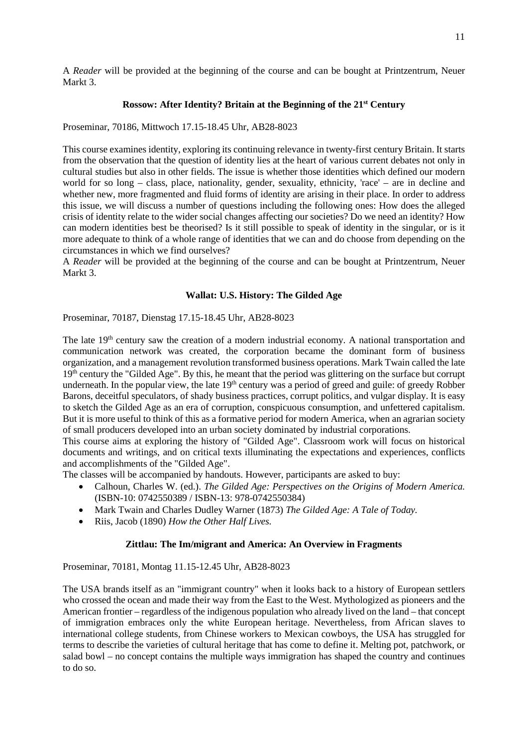A *Reader* will be provided at the beginning of the course and can be bought at Printzentrum, Neuer Markt 3.

### Rossow: After Identity? Britain at the Beginning of the 21st Century

Proseminar, 70186, Mittwoch 17.15-18.45 Uhr, AB28-8023

This course examines identity, exploring its continuing relevance in twenty-first century Britain. It starts from the observation that the question of identity lies at the heart of various current debates not only in cultural studies but also in other fields. The issue is whether those identities which defined our modern world for so long – class, place, nationality, gender, sexuality, ethnicity, 'race' – are in decline and whether new, more fragmented and fluid forms of identity are arising in their place. In order to address this issue, we will discuss a number of questions including the following ones: How does the alleged crisis of identity relate to the wider social changes affecting our societies? Do we need an identity? How can modern identities best be theorised? Is it still possible to speak of identity in the singular, or is it more adequate to think of a whole range of identities that we can and do choose from depending on the circumstances in which we find ourselves?
A *Reader* will be provided at the beginning of the course and can be bought at Printzentrum, Neuer Markt 3.

### Wallat: U.S. History: The Gilded Age

Proseminar, 70187, Dienstag 17.15-18.45 Uhr, AB28-8023

The late 19th century saw the creation of a modern industrial economy. A national transportation and communication network was created, the corporation became the dominant form of business organization, and a management revolution transformed business operations. Mark Twain called the late 19th century the "Gilded Age". By this, he meant that the period was glittering on the surface but corrupt underneath. In the popular view, the late 19th century was a period of greed and guile: of greedy Robber Barons, deceitful speculators, of shady business practices, corrupt politics, and vulgar display. It is easy to sketch the Gilded Age as an era of corruption, conspicuous consumption, and unfettered capitalism. But it is more useful to think of this as a formative period for modern America, when an agrarian society of small producers developed into an urban society dominated by industrial corporations.
This course aims at exploring the history of "Gilded Age". Classroom work will focus on historical documents and writings, and on critical texts illuminating the expectations and experiences, conflicts and accomplishments of the "Gilded Age".
The classes will be accompanied by handouts. However, participants are asked to buy:

- Calhoun, Charles W. (ed.). *The Gilded Age: Perspectives on the Origins of Modern America.* (ISBN-10: 0742550389 / ISBN-13: 978-0742550384)
- Mark Twain and Charles Dudley Warner (1873) *The Gilded Age: A Tale of Today.*
- Riis, Jacob (1890) *How the Other Half Lives.*

### Zittlau: The Im/migrant and America: An Overview in Fragments

Proseminar, 70181, Montag 11.15-12.45 Uhr, AB28-8023

The USA brands itself as an "immigrant country" when it looks back to a history of European settlers who crossed the ocean and made their way from the East to the West. Mythologized as pioneers and the American frontier – regardless of the indigenous population who already lived on the land – that concept of immigration embraces only the white European heritage. Nevertheless, from African slaves to international college students, from Chinese workers to Mexican cowboys, the USA has struggled for terms to describe the varieties of cultural heritage that has come to define it. Melting pot, patchwork, or salad bowl – no concept contains the multiple ways immigration has shaped the country and continues to do so.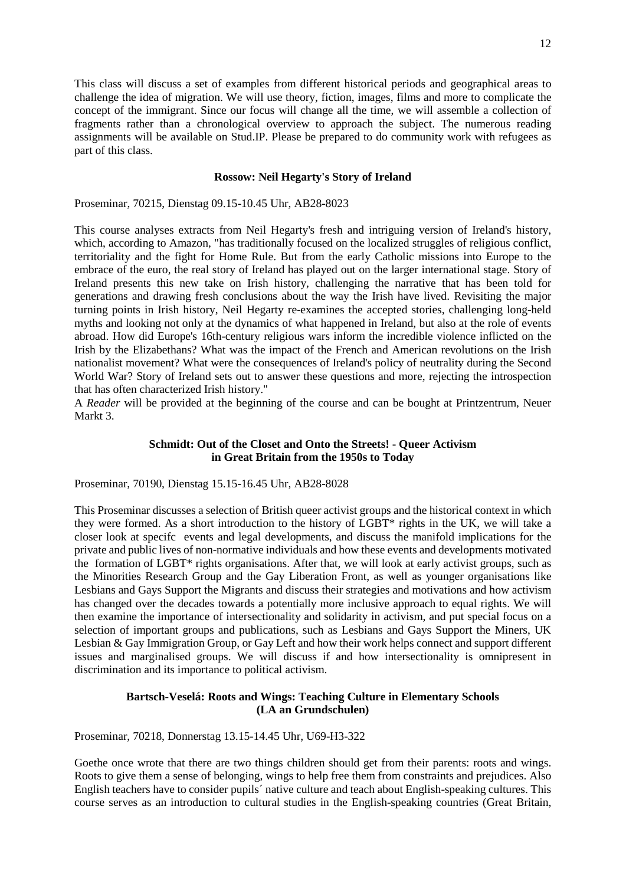This class will discuss a set of examples from different historical periods and geographical areas to challenge the idea of migration. We will use theory, fiction, images, films and more to complicate the concept of the immigrant. Since our focus will change all the time, we will assemble a collection of fragments rather than a chronological overview to approach the subject. The numerous reading assignments will be available on Stud.IP. Please be prepared to do community work with refugees as part of this class.

**Rossow: Neil Hegarty's Story of Ireland**

Proseminar, 70215, Dienstag 09.15-10.45 Uhr, AB28-8023

This course analyses extracts from Neil Hegarty's fresh and intriguing version of Ireland's history, which, according to Amazon, "has traditionally focused on the localized struggles of religious conflict, territoriality and the fight for Home Rule. But from the early Catholic missions into Europe to the embrace of the euro, the real story of Ireland has played out on the larger international stage. Story of Ireland presents this new take on Irish history, challenging the narrative that has been told for generations and drawing fresh conclusions about the way the Irish have lived. Revisiting the major turning points in Irish history, Neil Hegarty re-examines the accepted stories, challenging long-held myths and looking not only at the dynamics of what happened in Ireland, but also at the role of events abroad. How did Europe's 16th-century religious wars inform the incredible violence inflicted on the Irish by the Elizabethans? What was the impact of the French and American revolutions on the Irish nationalist movement? What were the consequences of Ireland's policy of neutrality during the Second World War? Story of Ireland sets out to answer these questions and more, rejecting the introspection that has often characterized Irish history."
A *Reader* will be provided at the beginning of the course and can be bought at Printzentrum, Neuer Markt 3.

**Schmidt: Out of the Closet and Onto the Streets! - Queer Activism in Great Britain from the 1950s to Today**

Proseminar, 70190, Dienstag 15.15-16.45 Uhr, AB28-8028

This Proseminar discusses a selection of British queer activist groups and the historical context in which they were formed. As a short introduction to the history of LGBT* rights in the UK, we will take a closer look at specifc events and legal developments, and discuss the manifold implications for the private and public lives of non-normative individuals and how these events and developments motivated the formation of LGBT* rights organisations. After that, we will look at early activist groups, such as the Minorities Research Group and the Gay Liberation Front, as well as younger organisations like Lesbians and Gays Support the Migrants and discuss their strategies and motivations and how activism has changed over the decades towards a potentially more inclusive approach to equal rights. We will then examine the importance of intersectionality and solidarity in activism, and put special focus on a selection of important groups and publications, such as Lesbians and Gays Support the Miners, UK Lesbian & Gay Immigration Group, or Gay Left and how their work helps connect and support different issues and marginalised groups. We will discuss if and how intersectionality is omnipresent in discrimination and its importance to political activism.

**Bartsch-Veselá: Roots and Wings: Teaching Culture in Elementary Schools (LA an Grundschulen)**

Proseminar, 70218, Donnerstag 13.15-14.45 Uhr, U69-H3-322

Goethe once wrote that there are two things children should get from their parents: roots and wings. Roots to give them a sense of belonging, wings to help free them from constraints and prejudices. Also English teachers have to consider pupils´ native culture and teach about English-speaking cultures. This course serves as an introduction to cultural studies in the English-speaking countries (Great Britain,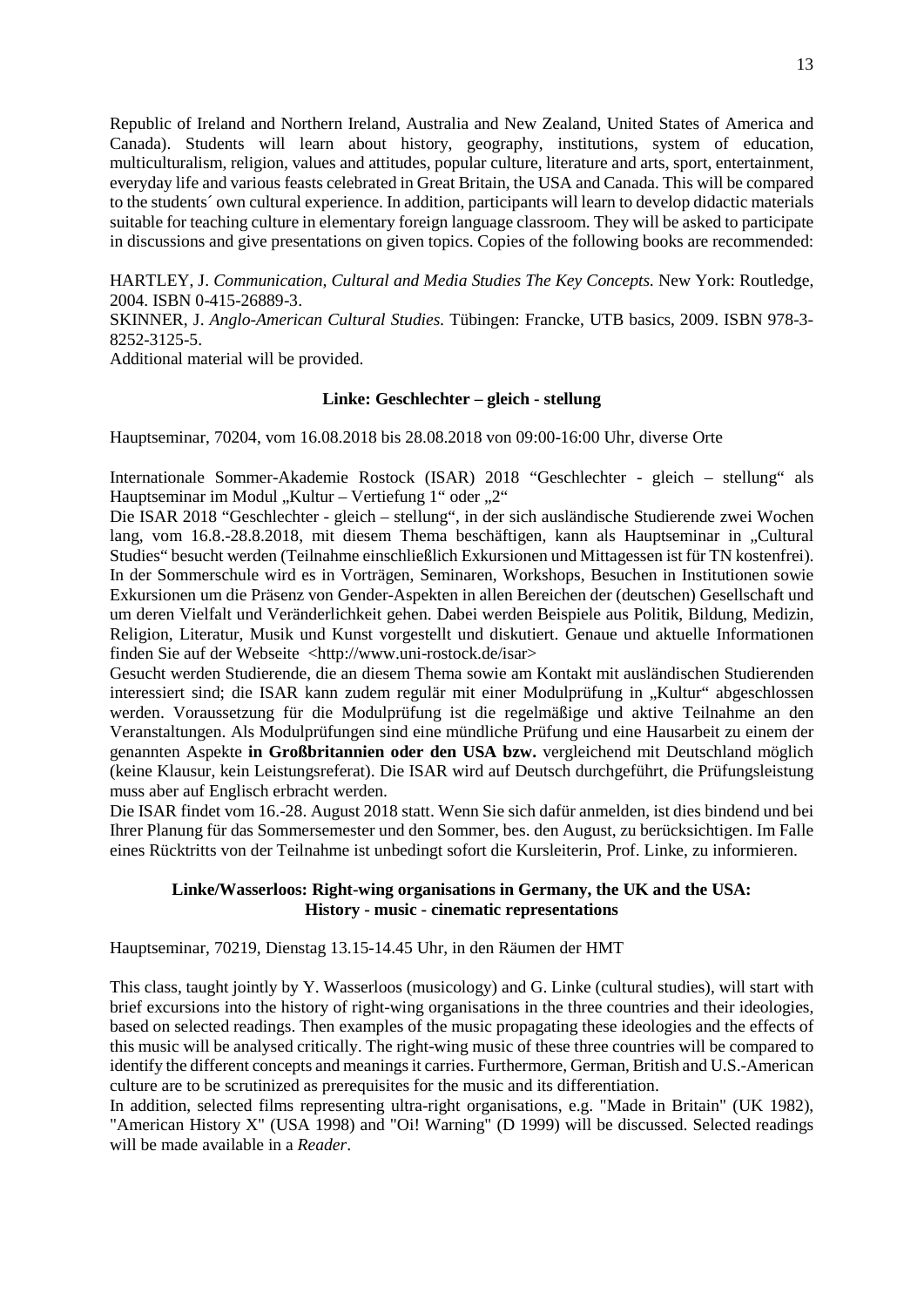Republic of Ireland and Northern Ireland, Australia and New Zealand, United States of America and Canada). Students will learn about history, geography, institutions, system of education, multiculturalism, religion, values and attitudes, popular culture, literature and arts, sport, entertainment, everyday life and various feasts celebrated in Great Britain, the USA and Canada. This will be compared to the students´ own cultural experience. In addition, participants will learn to develop didactic materials suitable for teaching culture in elementary foreign language classroom. They will be asked to participate in discussions and give presentations on given topics. Copies of the following books are recommended:

HARTLEY, J. *Communication, Cultural and Media Studies The Key Concepts.* New York: Routledge, 2004. ISBN 0-415-26889-3.
SKINNER, J. *Anglo-American Cultural Studies.* Tübingen: Francke, UTB basics, 2009. ISBN 978-3-8252-3125-5.
Additional material will be provided.

### Linke: Geschlechter – gleich - stellung

Hauptseminar, 70204, vom 16.08.2018 bis 28.08.2018 von 09:00-16:00 Uhr, diverse Orte

Internationale Sommer-Akademie Rostock (ISAR) 2018 "Geschlechter - gleich – stellung" als Hauptseminar im Modul „Kultur – Vertiefung 1" oder „2"
Die ISAR 2018 "Geschlechter - gleich – stellung", in der sich ausländische Studierende zwei Wochen lang, vom 16.8.-28.8.2018, mit diesem Thema beschäftigen, kann als Hauptseminar in „Cultural Studies" besucht werden (Teilnahme einschließlich Exkursionen und Mittagessen ist für TN kostenfrei). In der Sommerschule wird es in Vorträgen, Seminaren, Workshops, Besuchen in Institutionen sowie Exkursionen um die Präsenz von Gender-Aspekten in allen Bereichen der (deutschen) Gesellschaft und um deren Vielfalt und Veränderlichkeit gehen. Dabei werden Beispiele aus Politik, Bildung, Medizin, Religion, Literatur, Musik und Kunst vorgestellt und diskutiert. Genaue und aktuelle Informationen finden Sie auf der Webseite <http://www.uni-rostock.de/isar>
Gesucht werden Studierende, die an diesem Thema sowie am Kontakt mit ausländischen Studierenden interessiert sind; die ISAR kann zudem regulär mit einer Modulprüfung in „Kultur" abgeschlossen werden. Voraussetzung für die Modulprüfung ist die regelmäßige und aktive Teilnahme an den Veranstaltungen. Als Modulprüfungen sind eine mündliche Prüfung und eine Hausarbeit zu einem der genannten Aspekte **in Großbritannien oder den USA bzw.** vergleichend mit Deutschland möglich (keine Klausur, kein Leistungsreferat). Die ISAR wird auf Deutsch durchgeführt, die Prüfungsleistung muss aber auf Englisch erbracht werden.
Die ISAR findet vom 16.-28. August 2018 statt. Wenn Sie sich dafür anmelden, ist dies bindend und bei Ihrer Planung für das Sommersemester und den Sommer, bes. den August, zu berücksichtigen. Im Falle eines Rücktritts von der Teilnahme ist unbedingt sofort die Kursleiterin, Prof. Linke, zu informieren.

### Linke/Wasserloos: Right-wing organisations in Germany, the UK and the USA: History - music - cinematic representations

Hauptseminar, 70219, Dienstag 13.15-14.45 Uhr, in den Räumen der HMT

This class, taught jointly by Y. Wasserloos (musicology) and G. Linke (cultural studies), will start with brief excursions into the history of right-wing organisations in the three countries and their ideologies, based on selected readings. Then examples of the music propagating these ideologies and the effects of this music will be analysed critically. The right-wing music of these three countries will be compared to identify the different concepts and meanings it carries. Furthermore, German, British and U.S.-American culture are to be scrutinized as prerequisites for the music and its differentiation.
In addition, selected films representing ultra-right organisations, e.g. "Made in Britain" (UK 1982), "American History X" (USA 1998) and "Oi! Warning" (D 1999) will be discussed. Selected readings will be made available in a *Reader*.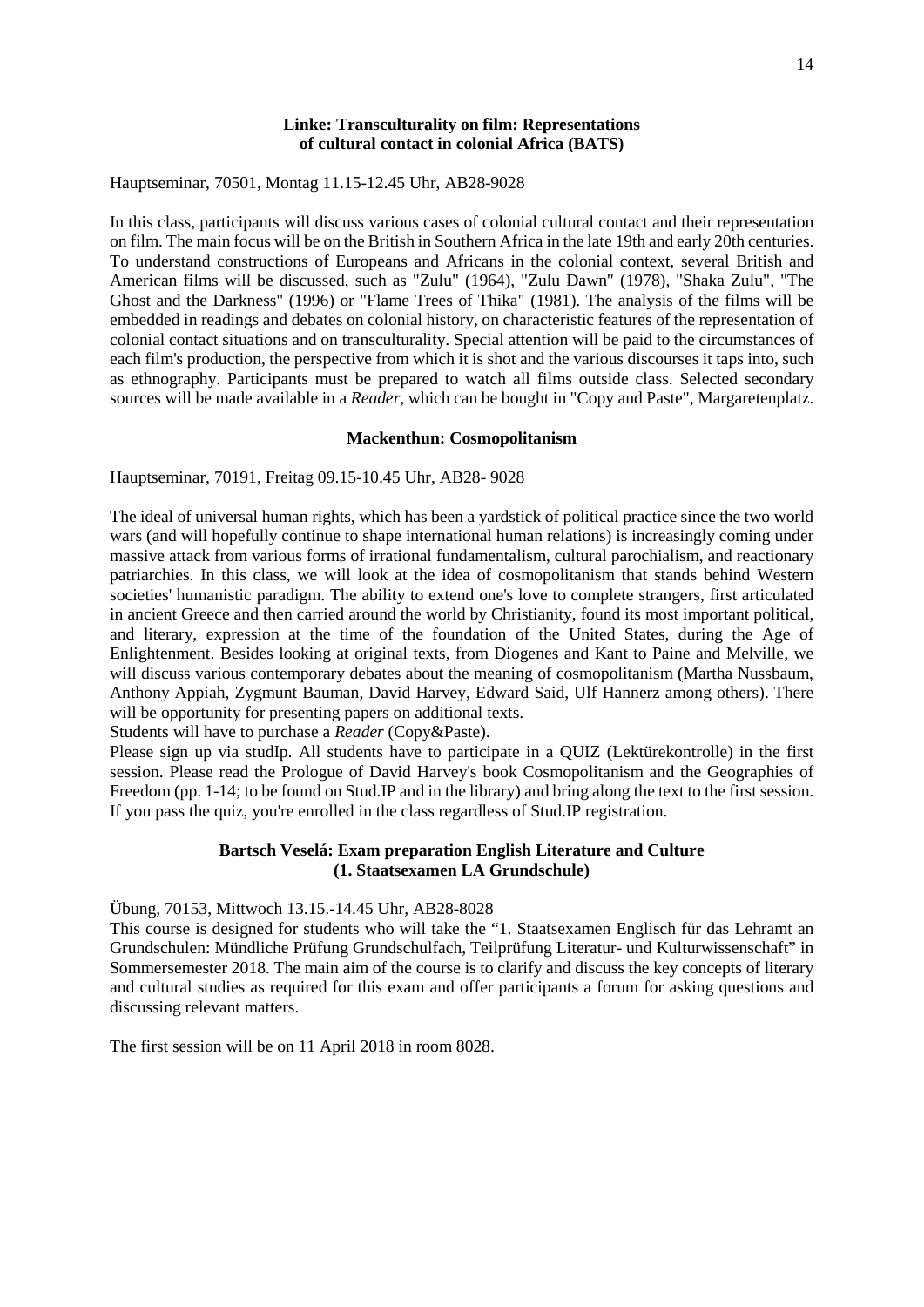### Linke: Transculturality on film: Representations of cultural contact in colonial Africa (BATS)

Hauptseminar, 70501, Montag 11.15-12.45 Uhr, AB28-9028

In this class, participants will discuss various cases of colonial cultural contact and their representation on film. The main focus will be on the British in Southern Africa in the late 19th and early 20th centuries. To understand constructions of Europeans and Africans in the colonial context, several British and American films will be discussed, such as "Zulu" (1964), "Zulu Dawn" (1978), "Shaka Zulu", "The Ghost and the Darkness" (1996) or "Flame Trees of Thika" (1981). The analysis of the films will be embedded in readings and debates on colonial history, on characteristic features of the representation of colonial contact situations and on transculturality. Special attention will be paid to the circumstances of each film's production, the perspective from which it is shot and the various discourses it taps into, such as ethnography. Participants must be prepared to watch all films outside class. Selected secondary sources will be made available in a *Reader*, which can be bought in "Copy and Paste", Margaretenplatz.

### Mackenthun: Cosmopolitanism

Hauptseminar, 70191, Freitag 09.15-10.45 Uhr, AB28- 9028

The ideal of universal human rights, which has been a yardstick of political practice since the two world wars (and will hopefully continue to shape international human relations) is increasingly coming under massive attack from various forms of irrational fundamentalism, cultural parochialism, and reactionary patriarchies. In this class, we will look at the idea of cosmopolitanism that stands behind Western societies' humanistic paradigm. The ability to extend one's love to complete strangers, first articulated in ancient Greece and then carried around the world by Christianity, found its most important political, and literary, expression at the time of the foundation of the United States, during the Age of Enlightenment. Besides looking at original texts, from Diogenes and Kant to Paine and Melville, we will discuss various contemporary debates about the meaning of cosmopolitanism (Martha Nussbaum, Anthony Appiah, Zygmunt Bauman, David Harvey, Edward Said, Ulf Hannerz among others). There will be opportunity for presenting papers on additional texts.

Students will have to purchase a *Reader* (Copy&Paste).

Please sign up via studIp. All students have to participate in a QUIZ (Lektürekontrolle) in the first session. Please read the Prologue of David Harvey's book Cosmopolitanism and the Geographies of Freedom (pp. 1-14; to be found on Stud.IP and in the library) and bring along the text to the first session. If you pass the quiz, you're enrolled in the class regardless of Stud.IP registration.

### Bartsch Veselá: Exam preparation English Literature and Culture (1. Staatsexamen LA Grundschule)

Übung, 70153, Mittwoch 13.15.-14.45 Uhr, AB28-8028

This course is designed for students who will take the "1. Staatsexamen Englisch für das Lehramt an Grundschulen: Mündliche Prüfung Grundschulfach, Teilprüfung Literatur- und Kulturwissenschaft" in Sommersemester 2018. The main aim of the course is to clarify and discuss the key concepts of literary and cultural studies as required for this exam and offer participants a forum for asking questions and discussing relevant matters.

The first session will be on 11 April 2018 in room 8028.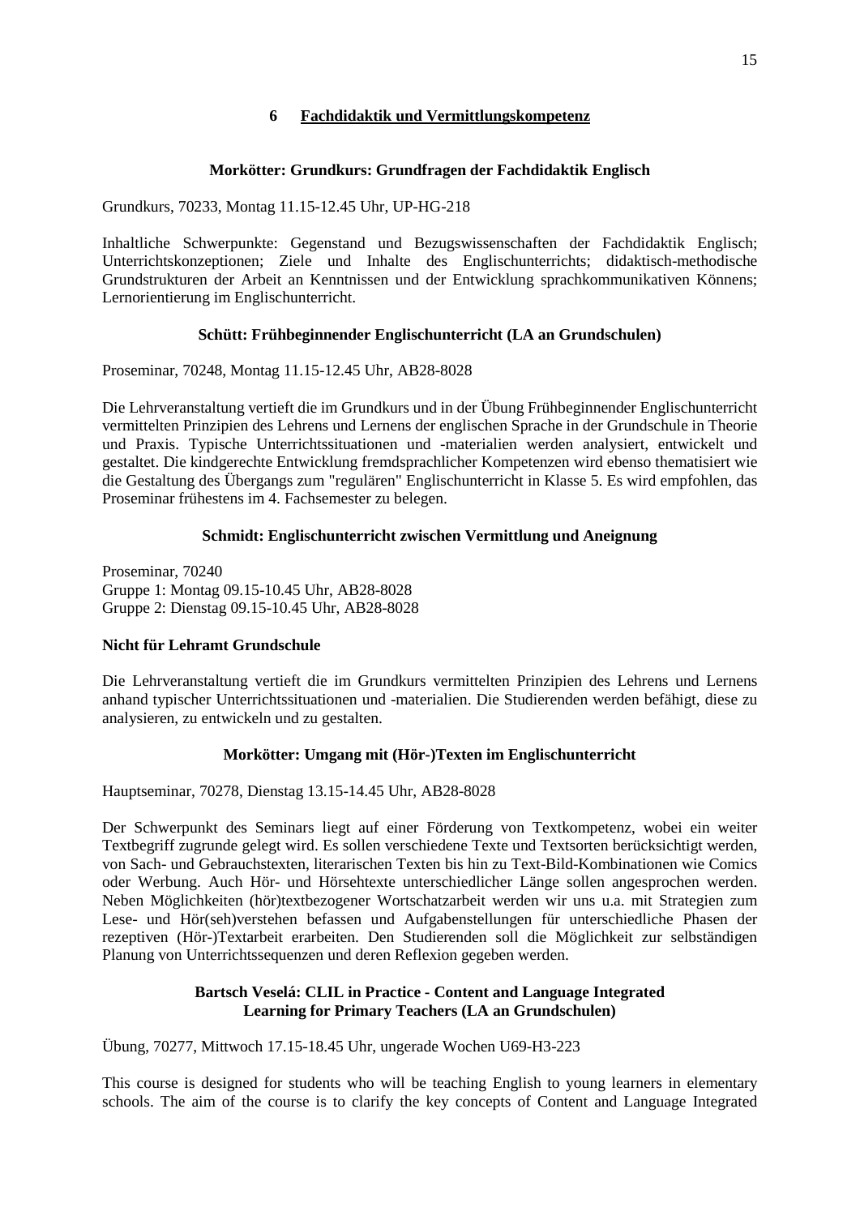## 6 Fachdidaktik und Vermittlungskompetenz

### Morkötter: Grundkurs: Grundfragen der Fachdidaktik Englisch

Grundkurs, 70233, Montag 11.15-12.45 Uhr, UP-HG-218

Inhaltliche Schwerpunkte: Gegenstand und Bezugswissenschaften der Fachdidaktik Englisch; Unterrichtskonzeptionen; Ziele und Inhalte des Englischunterrichts; didaktisch-methodische Grundstrukturen der Arbeit an Kenntnissen und der Entwicklung sprachkommunikativen Könnens; Lernorientierung im Englischunterricht.

### Schütt: Frühbeginnender Englischunterricht (LA an Grundschulen)

Proseminar, 70248, Montag 11.15-12.45 Uhr, AB28-8028

Die Lehrveranstaltung vertieft die im Grundkurs und in der Übung Frühbeginnender Englischunterricht vermittelten Prinzipien des Lehrens und Lernens der englischen Sprache in der Grundschule in Theorie und Praxis. Typische Unterrichtssituationen und -materialien werden analysiert, entwickelt und gestaltet. Die kindgerechte Entwicklung fremdsprachlicher Kompetenzen wird ebenso thematisiert wie die Gestaltung des Übergangs zum "regulären" Englischunterricht in Klasse 5. Es wird empfohlen, das Proseminar frühestens im 4. Fachsemester zu belegen.

### Schmidt: Englischunterricht zwischen Vermittlung und Aneignung

Proseminar, 70240
Gruppe 1: Montag 09.15-10.45 Uhr, AB28-8028
Gruppe 2: Dienstag 09.15-10.45 Uhr, AB28-8028

**Nicht für Lehramt Grundschule**

Die Lehrveranstaltung vertieft die im Grundkurs vermittelten Prinzipien des Lehrens und Lernens anhand typischer Unterrichtssituationen und -materialien. Die Studierenden werden befähigt, diese zu analysieren, zu entwickeln und zu gestalten.

### Morkötter: Umgang mit (Hör-)Texten im Englischunterricht

Hauptseminar, 70278, Dienstag 13.15-14.45 Uhr, AB28-8028

Der Schwerpunkt des Seminars liegt auf einer Förderung von Textkompetenz, wobei ein weiter Textbegriff zugrunde gelegt wird. Es sollen verschiedene Texte und Textsorten berücksichtigt werden, von Sach- und Gebrauchstexten, literarischen Texten bis hin zu Text-Bild-Kombinationen wie Comics oder Werbung. Auch Hör- und Hörsehtexte unterschiedlicher Länge sollen angesprochen werden. Neben Möglichkeiten (hör)textbezogener Wortschatzarbeit werden wir uns u.a. mit Strategien zum Lese- und Hör(seh)verstehen befassen und Aufgabenstellungen für unterschiedliche Phasen der rezeptiven (Hör-)Textarbeit erarbeiten. Den Studierenden soll die Möglichkeit zur selbständigen Planung von Unterrichtssequenzen und deren Reflexion gegeben werden.

### Bartsch Veselá: CLIL in Practice - Content and Language Integrated Learning for Primary Teachers (LA an Grundschulen)

Übung, 70277, Mittwoch 17.15-18.45 Uhr, ungerade Wochen U69-H3-223

This course is designed for students who will be teaching English to young learners in elementary schools. The aim of the course is to clarify the key concepts of Content and Language Integrated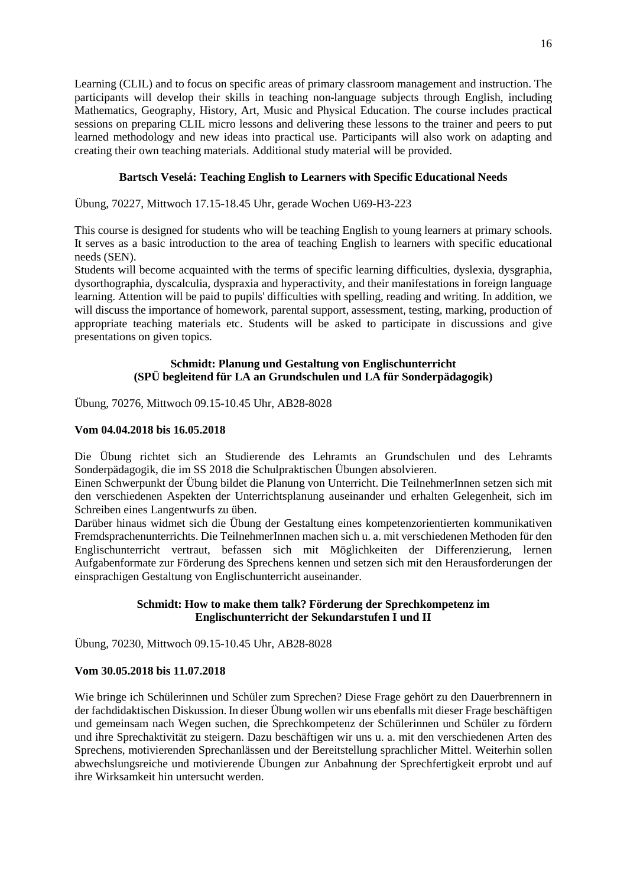Learning (CLIL) and to focus on specific areas of primary classroom management and instruction. The participants will develop their skills in teaching non-language subjects through English, including Mathematics, Geography, History, Art, Music and Physical Education. The course includes practical sessions on preparing CLIL micro lessons and delivering these lessons to the trainer and peers to put learned methodology and new ideas into practical use. Participants will also work on adapting and creating their own teaching materials. Additional study material will be provided.

### Bartsch Veselá: Teaching English to Learners with Specific Educational Needs

Übung, 70227, Mittwoch 17.15-18.45 Uhr, gerade Wochen U69-H3-223

This course is designed for students who will be teaching English to young learners at primary schools. It serves as a basic introduction to the area of teaching English to learners with specific educational needs (SEN).

Students will become acquainted with the terms of specific learning difficulties, dyslexia, dysgraphia, dysorthographia, dyscalculia, dyspraxia and hyperactivity, and their manifestations in foreign language learning. Attention will be paid to pupils' difficulties with spelling, reading and writing. In addition, we will discuss the importance of homework, parental support, assessment, testing, marking, production of appropriate teaching materials etc. Students will be asked to participate in discussions and give presentations on given topics.

### Schmidt: Planung und Gestaltung von Englischunterricht (SPÜ begleitend für LA an Grundschulen und LA für Sonderpädagogik)

Übung, 70276, Mittwoch 09.15-10.45 Uhr, AB28-8028

**Vom 04.04.2018 bis 16.05.2018**

Die Übung richtet sich an Studierende des Lehramts an Grundschulen und des Lehramts Sonderpädagogik, die im SS 2018 die Schulpraktischen Übungen absolvieren.

Einen Schwerpunkt der Übung bildet die Planung von Unterricht. Die TeilnehmerInnen setzen sich mit den verschiedenen Aspekten der Unterrichtsplanung auseinander und erhalten Gelegenheit, sich im Schreiben eines Langentwurfs zu üben.

Darüber hinaus widmet sich die Übung der Gestaltung eines kompetenzorientierten kommunikativen Fremdsprachenunterrichts. Die TeilnehmerInnen machen sich u. a. mit verschiedenen Methoden für den Englischunterricht vertraut, befassen sich mit Möglichkeiten der Differenzierung, lernen Aufgabenformate zur Förderung des Sprechens kennen und setzen sich mit den Herausforderungen der einsprachigen Gestaltung von Englischunterricht auseinander.

### Schmidt: How to make them talk? Förderung der Sprechkompetenz im Englischunterricht der Sekundarstufen I und II

Übung, 70230, Mittwoch 09.15-10.45 Uhr, AB28-8028

**Vom 30.05.2018 bis 11.07.2018**

Wie bringe ich Schülerinnen und Schüler zum Sprechen? Diese Frage gehört zu den Dauerbrennern in der fachdidaktischen Diskussion. In dieser Übung wollen wir uns ebenfalls mit dieser Frage beschäftigen und gemeinsam nach Wegen suchen, die Sprechkompetenz der Schülerinnen und Schüler zu fördern und ihre Sprechaktivität zu steigern. Dazu beschäftigen wir uns u. a. mit den verschiedenen Arten des Sprechens, motivierenden Sprechanlässen und der Bereitstellung sprachlicher Mittel. Weiterhin sollen abwechslungsreiche und motivierende Übungen zur Anbahnung der Sprechfertigkeit erprobt und auf ihre Wirksamkeit hin untersucht werden.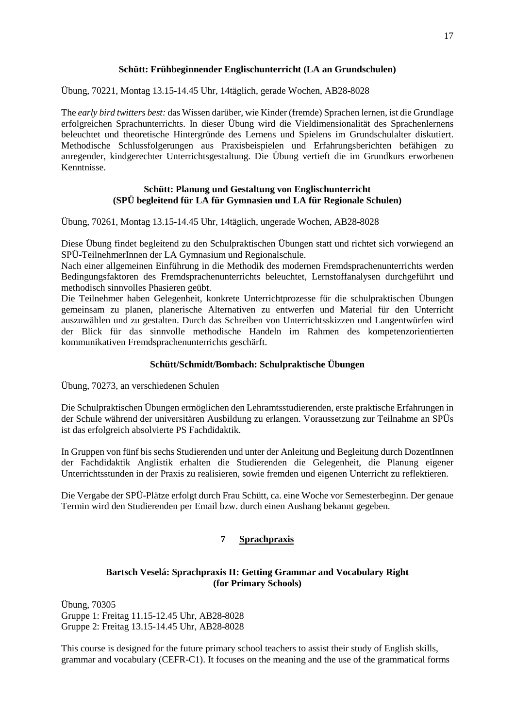### Schütt: Frühbeginnender Englischunterricht (LA an Grundschulen)

Übung, 70221, Montag 13.15-14.45 Uhr, 14täglich, gerade Wochen, AB28-8028

The *early bird twitters best:* das Wissen darüber, wie Kinder (fremde) Sprachen lernen, ist die Grundlage erfolgreichen Sprachunterrichts. In dieser Übung wird die Vieldimensionalität des Sprachenlernens beleuchtet und theoretische Hintergründe des Lernens und Spielens im Grundschulalter diskutiert. Methodische Schlussfolgerungen aus Praxisbeispielen und Erfahrungsberichten befähigen zu anregender, kindgerechter Unterrichtsgestaltung. Die Übung vertieft die im Grundkurs erworbenen Kenntnisse.

### Schütt: Planung und Gestaltung von Englischunterricht (SPÜ begleitend für LA für Gymnasien und LA für Regionale Schulen)

Übung, 70261, Montag 13.15-14.45 Uhr, 14täglich, ungerade Wochen, AB28-8028

Diese Übung findet begleitend zu den Schulpraktischen Übungen statt und richtet sich vorwiegend an SPÜ-TeilnehmerInnen der LA Gymnasium und Regionalschule.
Nach einer allgemeinen Einführung in die Methodik des modernen Fremdsprachenunterrichts werden Bedingungsfaktoren des Fremdsprachenunterrichts beleuchtet, Lernstoffanalysen durchgeführt und methodisch sinnvolles Phasieren geübt.
Die Teilnehmer haben Gelegenheit, konkrete Unterrichtprozesse für die schulpraktischen Übungen gemeinsam zu planen, planerische Alternativen zu entwerfen und Material für den Unterricht auszuwählen und zu gestalten. Durch das Schreiben von Unterrichtsskizzen und Langentwürfen wird der Blick für das sinnvolle methodische Handeln im Rahmen des kompetenzorientierten kommunikativen Fremdsprachenunterrichts geschärft.

### Schütt/Schmidt/Bombach: Schulpraktische Übungen

Übung, 70273, an verschiedenen Schulen

Die Schulpraktischen Übungen ermöglichen den Lehramtsstudierenden, erste praktische Erfahrungen in der Schule während der universitären Ausbildung zu erlangen. Voraussetzung zur Teilnahme an SPÜs ist das erfolgreich absolvierte PS Fachdidaktik.

In Gruppen von fünf bis sechs Studierenden und unter der Anleitung und Begleitung durch DozentInnen der Fachdidaktik Anglistik erhalten die Studierenden die Gelegenheit, die Planung eigener Unterrichtsstunden in der Praxis zu realisieren, sowie fremden und eigenen Unterricht zu reflektieren.

Die Vergabe der SPÜ-Plätze erfolgt durch Frau Schütt, ca. eine Woche vor Semesterbeginn. Der genaue Termin wird den Studierenden per Email bzw. durch einen Aushang bekannt gegeben.

## 7 Sprachpraxis

### Bartsch Veselá: Sprachpraxis II: Getting Grammar and Vocabulary Right (for Primary Schools)

Übung, 70305
Gruppe 1: Freitag 11.15-12.45 Uhr, AB28-8028
Gruppe 2: Freitag 13.15-14.45 Uhr, AB28-8028

This course is designed for the future primary school teachers to assist their study of English skills, grammar and vocabulary (CEFR-C1). It focuses on the meaning and the use of the grammatical forms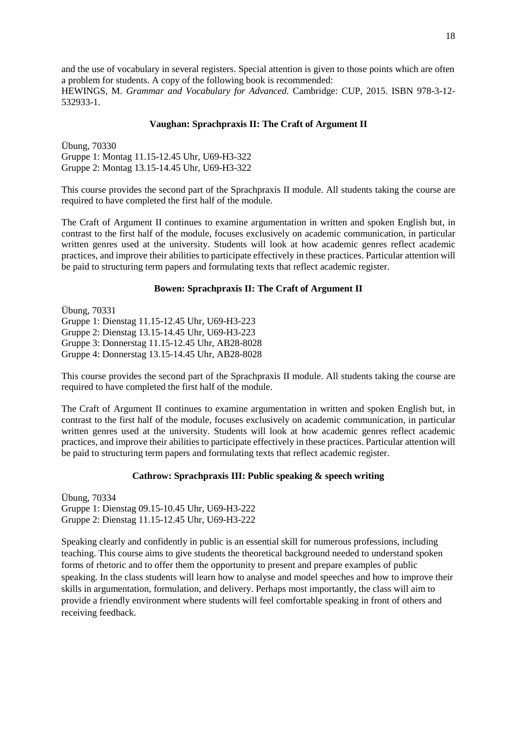and the use of vocabulary in several registers. Special attention is given to those points which are often a problem for students. A copy of the following book is recommended:
HEWINGS, M. *Grammar and Vocabulary for Advanced.* Cambridge: CUP, 2015. ISBN 978-3-12-532933-1.

### Vaughan: Sprachpraxis II: The Craft of Argument II

Übung, 70330
Gruppe 1: Montag 11.15-12.45 Uhr, U69-H3-322
Gruppe 2: Montag 13.15-14.45 Uhr, U69-H3-322

This course provides the second part of the Sprachpraxis II module. All students taking the course are required to have completed the first half of the module.

The Craft of Argument II continues to examine argumentation in written and spoken English but, in contrast to the first half of the module, focuses exclusively on academic communication, in particular written genres used at the university. Students will look at how academic genres reflect academic practices, and improve their abilities to participate effectively in these practices. Particular attention will be paid to structuring term papers and formulating texts that reflect academic register.

### Bowen: Sprachpraxis II: The Craft of Argument II

Übung, 70331
Gruppe 1: Dienstag 11.15-12.45 Uhr, U69-H3-223
Gruppe 2: Dienstag 13.15-14.45 Uhr, U69-H3-223
Gruppe 3: Donnerstag 11.15-12.45 Uhr, AB28-8028
Gruppe 4: Donnerstag 13.15-14.45 Uhr, AB28-8028

This course provides the second part of the Sprachpraxis II module. All students taking the course are required to have completed the first half of the module.

The Craft of Argument II continues to examine argumentation in written and spoken English but, in contrast to the first half of the module, focuses exclusively on academic communication, in particular written genres used at the university. Students will look at how academic genres reflect academic practices, and improve their abilities to participate effectively in these practices. Particular attention will be paid to structuring term papers and formulating texts that reflect academic register.

### Cathrow: Sprachpraxis III: Public speaking & speech writing

Übung, 70334
Gruppe 1: Dienstag 09.15-10.45 Uhr, U69-H3-222
Gruppe 2: Dienstag 11.15-12.45 Uhr, U69-H3-222

Speaking clearly and confidently in public is an essential skill for numerous professions, including teaching. This course aims to give students the theoretical background needed to understand spoken forms of rhetoric and to offer them the opportunity to present and prepare examples of public speaking. In the class students will learn how to analyse and model speeches and how to improve their skills in argumentation, formulation, and delivery. Perhaps most importantly, the class will aim to provide a friendly environment where students will feel comfortable speaking in front of others and receiving feedback.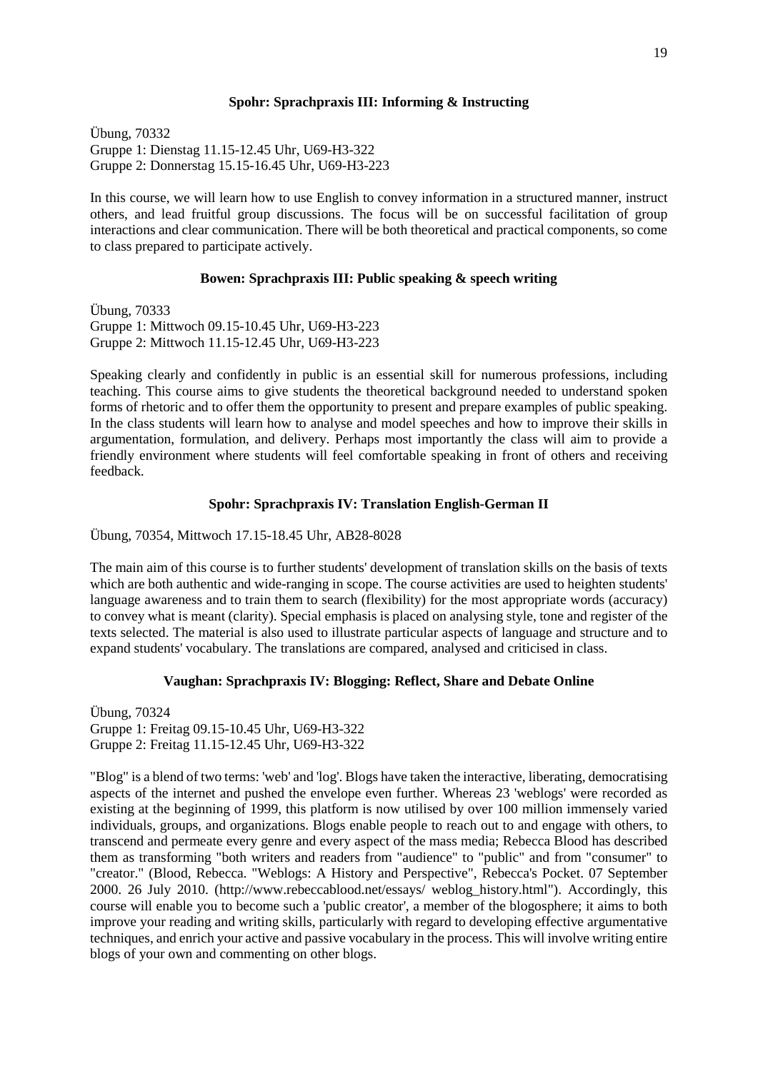### Spohr: Sprachpraxis III: Informing & Instructing

Übung, 70332
Gruppe 1: Dienstag 11.15-12.45 Uhr, U69-H3-322
Gruppe 2: Donnerstag 15.15-16.45 Uhr, U69-H3-223

In this course, we will learn how to use English to convey information in a structured manner, instruct others, and lead fruitful group discussions. The focus will be on successful facilitation of group interactions and clear communication. There will be both theoretical and practical components, so come to class prepared to participate actively.

### Bowen: Sprachpraxis III: Public speaking & speech writing

Übung, 70333
Gruppe 1: Mittwoch 09.15-10.45 Uhr, U69-H3-223
Gruppe 2: Mittwoch 11.15-12.45 Uhr, U69-H3-223

Speaking clearly and confidently in public is an essential skill for numerous professions, including teaching. This course aims to give students the theoretical background needed to understand spoken forms of rhetoric and to offer them the opportunity to present and prepare examples of public speaking. In the class students will learn how to analyse and model speeches and how to improve their skills in argumentation, formulation, and delivery. Perhaps most importantly the class will aim to provide a friendly environment where students will feel comfortable speaking in front of others and receiving feedback.

### Spohr: Sprachpraxis IV: Translation English-German II

Übung, 70354, Mittwoch 17.15-18.45 Uhr, AB28-8028

The main aim of this course is to further students' development of translation skills on the basis of texts which are both authentic and wide-ranging in scope. The course activities are used to heighten students' language awareness and to train them to search (flexibility) for the most appropriate words (accuracy) to convey what is meant (clarity). Special emphasis is placed on analysing style, tone and register of the texts selected. The material is also used to illustrate particular aspects of language and structure and to expand students' vocabulary. The translations are compared, analysed and criticised in class.

### Vaughan: Sprachpraxis IV: Blogging: Reflect, Share and Debate Online

Übung, 70324
Gruppe 1: Freitag 09.15-10.45 Uhr, U69-H3-322
Gruppe 2: Freitag 11.15-12.45 Uhr, U69-H3-322

"Blog" is a blend of two terms: 'web' and 'log'. Blogs have taken the interactive, liberating, democratising aspects of the internet and pushed the envelope even further. Whereas 23 'weblogs' were recorded as existing at the beginning of 1999, this platform is now utilised by over 100 million immensely varied individuals, groups, and organizations. Blogs enable people to reach out to and engage with others, to transcend and permeate every genre and every aspect of the mass media; Rebecca Blood has described them as transforming "both writers and readers from "audience" to "public" and from "consumer" to "creator." (Blood, Rebecca. "Weblogs: A History and Perspective", Rebecca's Pocket. 07 September 2000. 26 July 2010. (http://www.rebeccablood.net/essays/ weblog_history.html"). Accordingly, this course will enable you to become such a 'public creator', a member of the blogosphere; it aims to both improve your reading and writing skills, particularly with regard to developing effective argumentative techniques, and enrich your active and passive vocabulary in the process. This will involve writing entire blogs of your own and commenting on other blogs.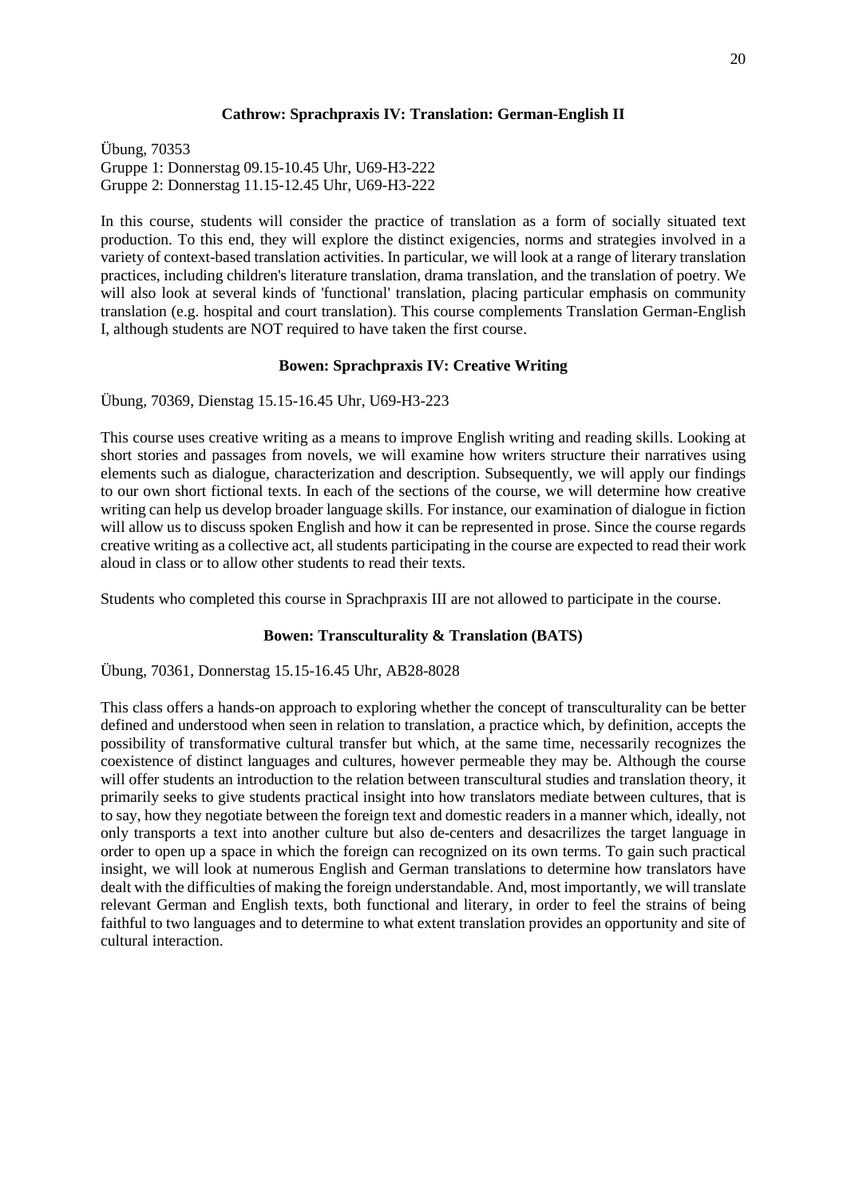### Cathrow: Sprachpraxis IV: Translation: German-English II

Übung, 70353
Gruppe 1: Donnerstag 09.15-10.45 Uhr, U69-H3-222
Gruppe 2: Donnerstag 11.15-12.45 Uhr, U69-H3-222

In this course, students will consider the practice of translation as a form of socially situated text production. To this end, they will explore the distinct exigencies, norms and strategies involved in a variety of context-based translation activities. In particular, we will look at a range of literary translation practices, including children's literature translation, drama translation, and the translation of poetry. We will also look at several kinds of 'functional' translation, placing particular emphasis on community translation (e.g. hospital and court translation). This course complements Translation German-English I, although students are NOT required to have taken the first course.

### Bowen: Sprachpraxis IV: Creative Writing

Übung, 70369, Dienstag 15.15-16.45 Uhr, U69-H3-223

This course uses creative writing as a means to improve English writing and reading skills. Looking at short stories and passages from novels, we will examine how writers structure their narratives using elements such as dialogue, characterization and description. Subsequently, we will apply our findings to our own short fictional texts. In each of the sections of the course, we will determine how creative writing can help us develop broader language skills. For instance, our examination of dialogue in fiction will allow us to discuss spoken English and how it can be represented in prose. Since the course regards creative writing as a collective act, all students participating in the course are expected to read their work aloud in class or to allow other students to read their texts.

Students who completed this course in Sprachpraxis III are not allowed to participate in the course.

### Bowen: Transculturality & Translation (BATS)

Übung, 70361, Donnerstag 15.15-16.45 Uhr, AB28-8028

This class offers a hands-on approach to exploring whether the concept of transculturality can be better defined and understood when seen in relation to translation, a practice which, by definition, accepts the possibility of transformative cultural transfer but which, at the same time, necessarily recognizes the coexistence of distinct languages and cultures, however permeable they may be. Although the course will offer students an introduction to the relation between transcultural studies and translation theory, it primarily seeks to give students practical insight into how translators mediate between cultures, that is to say, how they negotiate between the foreign text and domestic readers in a manner which, ideally, not only transports a text into another culture but also de-centers and desacrilizes the target language in order to open up a space in which the foreign can recognized on its own terms. To gain such practical insight, we will look at numerous English and German translations to determine how translators have dealt with the difficulties of making the foreign understandable. And, most importantly, we will translate relevant German and English texts, both functional and literary, in order to feel the strains of being faithful to two languages and to determine to what extent translation provides an opportunity and site of cultural interaction.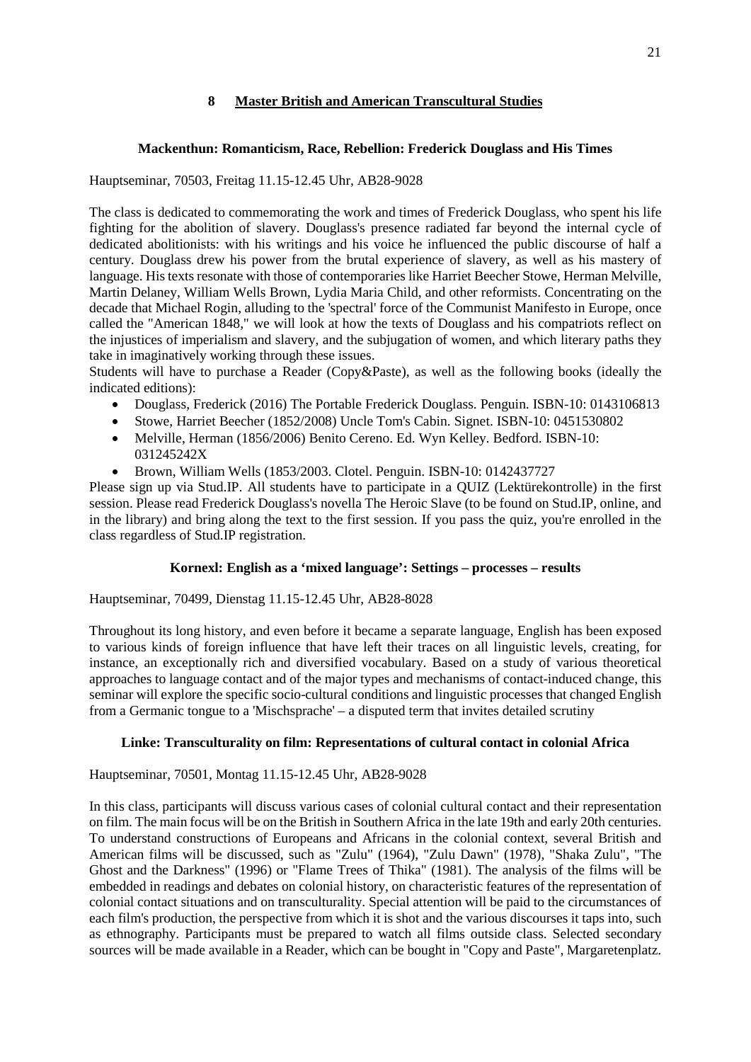## 8 Master British and American Transcultural Studies

### Mackenthun: Romanticism, Race, Rebellion: Frederick Douglass and His Times

Hauptseminar, 70503, Freitag 11.15-12.45 Uhr, AB28-9028

The class is dedicated to commemorating the work and times of Frederick Douglass, who spent his life fighting for the abolition of slavery. Douglass's presence radiated far beyond the internal cycle of dedicated abolitionists: with his writings and his voice he influenced the public discourse of half a century. Douglass drew his power from the brutal experience of slavery, as well as his mastery of language. His texts resonate with those of contemporaries like Harriet Beecher Stowe, Herman Melville, Martin Delaney, William Wells Brown, Lydia Maria Child, and other reformists. Concentrating on the decade that Michael Rogin, alluding to the 'spectral' force of the Communist Manifesto in Europe, once called the "American 1848," we will look at how the texts of Douglass and his compatriots reflect on the injustices of imperialism and slavery, and the subjugation of women, and which literary paths they take in imaginatively working through these issues.
Students will have to purchase a Reader (Copy&Paste), as well as the following books (ideally the indicated editions):

- Douglass, Frederick (2016) The Portable Frederick Douglass. Penguin. ISBN-10: 0143106813
- Stowe, Harriet Beecher (1852/2008) Uncle Tom's Cabin. Signet. ISBN-10: 0451530802
- Melville, Herman (1856/2006) Benito Cereno. Ed. Wyn Kelley. Bedford. ISBN-10: 031245242X
- Brown, William Wells (1853/2003. Clotel. Penguin. ISBN-10: 0142437727

Please sign up via Stud.IP. All students have to participate in a QUIZ (Lektürekontrolle) in the first session. Please read Frederick Douglass's novella The Heroic Slave (to be found on Stud.IP, online, and in the library) and bring along the text to the first session. If you pass the quiz, you're enrolled in the class regardless of Stud.IP registration.

### Kornexl: English as a 'mixed language': Settings – processes – results

Hauptseminar, 70499, Dienstag 11.15-12.45 Uhr, AB28-8028

Throughout its long history, and even before it became a separate language, English has been exposed to various kinds of foreign influence that have left their traces on all linguistic levels, creating, for instance, an exceptionally rich and diversified vocabulary. Based on a study of various theoretical approaches to language contact and of the major types and mechanisms of contact-induced change, this seminar will explore the specific socio-cultural conditions and linguistic processes that changed English from a Germanic tongue to a 'Mischsprache' – a disputed term that invites detailed scrutiny

### Linke: Transculturality on film: Representations of cultural contact in colonial Africa

Hauptseminar, 70501, Montag 11.15-12.45 Uhr, AB28-9028

In this class, participants will discuss various cases of colonial cultural contact and their representation on film. The main focus will be on the British in Southern Africa in the late 19th and early 20th centuries. To understand constructions of Europeans and Africans in the colonial context, several British and American films will be discussed, such as "Zulu" (1964), "Zulu Dawn" (1978), "Shaka Zulu", "The Ghost and the Darkness" (1996) or "Flame Trees of Thika" (1981). The analysis of the films will be embedded in readings and debates on colonial history, on characteristic features of the representation of colonial contact situations and on transculturality. Special attention will be paid to the circumstances of each film's production, the perspective from which it is shot and the various discourses it taps into, such as ethnography. Participants must be prepared to watch all films outside class. Selected secondary sources will be made available in a Reader, which can be bought in "Copy and Paste", Margaretenplatz.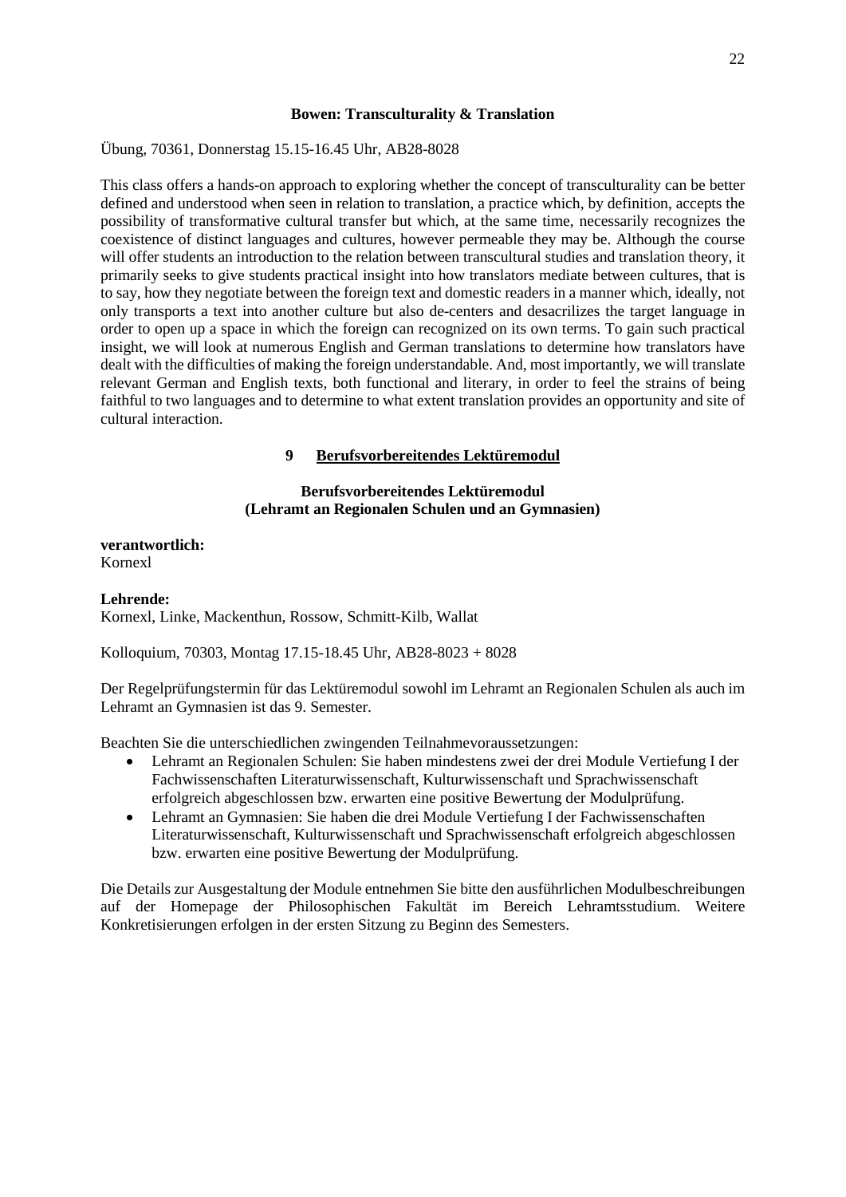### Bowen: Transculturality & Translation

Übung, 70361, Donnerstag 15.15-16.45 Uhr, AB28-8028

This class offers a hands-on approach to exploring whether the concept of transculturality can be better defined and understood when seen in relation to translation, a practice which, by definition, accepts the possibility of transformative cultural transfer but which, at the same time, necessarily recognizes the coexistence of distinct languages and cultures, however permeable they may be. Although the course will offer students an introduction to the relation between transcultural studies and translation theory, it primarily seeks to give students practical insight into how translators mediate between cultures, that is to say, how they negotiate between the foreign text and domestic readers in a manner which, ideally, not only transports a text into another culture but also de-centers and desacrilizes the target language in order to open up a space in which the foreign can recognized on its own terms. To gain such practical insight, we will look at numerous English and German translations to determine how translators have dealt with the difficulties of making the foreign understandable. And, most importantly, we will translate relevant German and English texts, both functional and literary, in order to feel the strains of being faithful to two languages and to determine to what extent translation provides an opportunity and site of cultural interaction.

## 9 Berufsvorbereitendes Lektüremodul

### Berufsvorbereitendes Lektüremodul (Lehramt an Regionalen Schulen und an Gymnasien)

**verantwortlich:**
Kornexl

**Lehrende:**
Kornexl, Linke, Mackenthun, Rossow, Schmitt-Kilb, Wallat

Kolloquium, 70303, Montag 17.15-18.45 Uhr, AB28-8023 + 8028

Der Regelprüfungstermin für das Lektüremodul sowohl im Lehramt an Regionalen Schulen als auch im Lehramt an Gymnasien ist das 9. Semester.

Beachten Sie die unterschiedlichen zwingenden Teilnahmevoraussetzungen:

- Lehramt an Regionalen Schulen: Sie haben mindestens zwei der drei Module Vertiefung I der Fachwissenschaften Literaturwissenschaft, Kulturwissenschaft und Sprachwissenschaft erfolgreich abgeschlossen bzw. erwarten eine positive Bewertung der Modulprüfung.
- Lehramt an Gymnasien: Sie haben die drei Module Vertiefung I der Fachwissenschaften Literaturwissenschaft, Kulturwissenschaft und Sprachwissenschaft erfolgreich abgeschlossen bzw. erwarten eine positive Bewertung der Modulprüfung.

Die Details zur Ausgestaltung der Module entnehmen Sie bitte den ausführlichen Modulbeschreibungen auf der Homepage der Philosophischen Fakultät im Bereich Lehramtsstudium. Weitere Konkretisierungen erfolgen in der ersten Sitzung zu Beginn des Semesters.